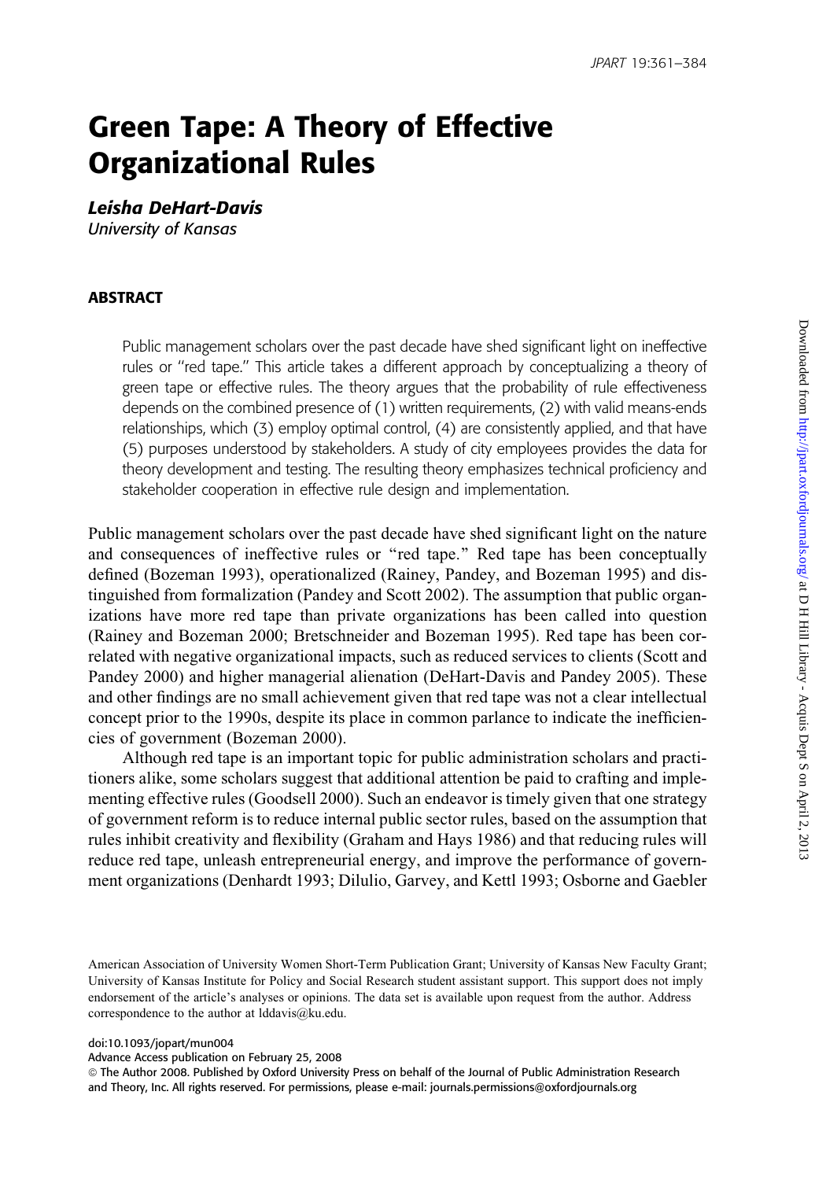# Green Tape: A Theory of Effective Organizational Rules

***Leisha DeHart-Davis***
*University of Kansas*

## ABSTRACT

Public management scholars over the past decade have shed significant light on ineffective rules or "red tape." This article takes a different approach by conceptualizing a theory of green tape or effective rules. The theory argues that the probability of rule effectiveness depends on the combined presence of (1) written requirements, (2) with valid means-ends relationships, which (3) employ optimal control, (4) are consistently applied, and that have (5) purposes understood by stakeholders. A study of city employees provides the data for theory development and testing. The resulting theory emphasizes technical proficiency and stakeholder cooperation in effective rule design and implementation.

Public management scholars over the past decade have shed significant light on the nature and consequences of ineffective rules or "red tape." Red tape has been conceptually defined (Bozeman 1993), operationalized (Rainey, Pandey, and Bozeman 1995) and distinguished from formalization (Pandey and Scott 2002). The assumption that public organizations have more red tape than private organizations has been called into question (Rainey and Bozeman 2000; Bretschneider and Bozeman 1995). Red tape has been correlated with negative organizational impacts, such as reduced services to clients (Scott and Pandey 2000) and higher managerial alienation (DeHart-Davis and Pandey 2005). These and other findings are no small achievement given that red tape was not a clear intellectual concept prior to the 1990s, despite its place in common parlance to indicate the inefficiencies of government (Bozeman 2000).

Although red tape is an important topic for public administration scholars and practitioners alike, some scholars suggest that additional attention be paid to crafting and implementing effective rules (Goodsell 2000). Such an endeavor is timely given that one strategy of government reform is to reduce internal public sector rules, based on the assumption that rules inhibit creativity and flexibility (Graham and Hays 1986) and that reducing rules will reduce red tape, unleash entrepreneurial energy, and improve the performance of government organizations (Denhardt 1993; Dilulio, Garvey, and Kettl 1993; Osborne and Gaebler

American Association of University Women Short-Term Publication Grant; University of Kansas New Faculty Grant; University of Kansas Institute for Policy and Social Research student assistant support. This support does not imply endorsement of the article's analyses or opinions. The data set is available upon request from the author. Address correspondence to the author at lddavis@ku.edu.

doi:10.1093/jopart/mun004
Advance Access publication on February 25, 2008
© The Author 2008. Published by Oxford University Press on behalf of the Journal of Public Administration Research and Theory, Inc. All rights reserved. For permissions, please e-mail: journals.permissions@oxfordjournals.org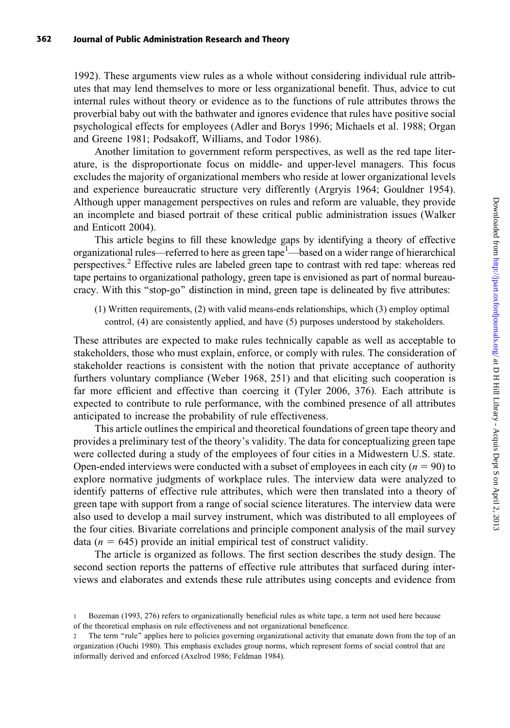1992). These arguments view rules as a whole without considering individual rule attributes that may lend themselves to more or less organizational benefit. Thus, advice to cut internal rules without theory or evidence as to the functions of rule attributes throws the proverbial baby out with the bathwater and ignores evidence that rules have positive social psychological effects for employees (Adler and Borys 1996; Michaels et al. 1988; Organ and Greene 1981; Podsakoff, Williams, and Todor 1986).

Another limitation to government reform perspectives, as well as the red tape literature, is the disproportionate focus on middle- and upper-level managers. This focus excludes the majority of organizational members who reside at lower organizational levels and experience bureaucratic structure very differently (Argryis 1964; Gouldner 1954). Although upper management perspectives on rules and reform are valuable, they provide an incomplete and biased portrait of these critical public administration issues (Walker and Enticott 2004).

This article begins to fill these knowledge gaps by identifying a theory of effective organizational rules—referred to here as green tape[1]—based on a wider range of hierarchical perspectives.[2] Effective rules are labeled green tape to contrast with red tape: whereas red tape pertains to organizational pathology, green tape is envisioned as part of normal bureaucracy. With this "stop-go" distinction in mind, green tape is delineated by five attributes:

> (1) Written requirements, (2) with valid means-ends relationships, which (3) employ optimal control, (4) are consistently applied, and have (5) purposes understood by stakeholders.

These attributes are expected to make rules technically capable as well as acceptable to stakeholders, those who must explain, enforce, or comply with rules. The consideration of stakeholder reactions is consistent with the notion that private acceptance of authority furthers voluntary compliance (Weber 1968, 251) and that eliciting such cooperation is far more efficient and effective than coercing it (Tyler 2006, 376). Each attribute is expected to contribute to rule performance, with the combined presence of all attributes anticipated to increase the probability of rule effectiveness.

This article outlines the empirical and theoretical foundations of green tape theory and provides a preliminary test of the theory's validity. The data for conceptualizing green tape were collected during a study of the employees of four cities in a Midwestern U.S. state. Open-ended interviews were conducted with a subset of employees in each city ($n = 90$) to explore normative judgments of workplace rules. The interview data were analyzed to identify patterns of effective rule attributes, which were then translated into a theory of green tape with support from a range of social science literatures. The interview data were also used to develop a mail survey instrument, which was distributed to all employees of the four cities. Bivariate correlations and principle component analysis of the mail survey data ($n = 645$) provide an initial empirical test of construct validity.

The article is organized as follows. The first section describes the study design. The second section reports the patterns of effective rule attributes that surfaced during interviews and elaborates and extends these rule attributes using concepts and evidence from

1 Bozeman (1993, 276) refers to organizationally beneficial rules as white tape, a term not used here because of the theoretical emphasis on rule effectiveness and not organizational beneficence.

2 The term "rule" applies here to policies governing organizational activity that emanate down from the top of an organization (Ouchi 1980). This emphasis excludes group norms, which represent forms of social control that are informally derived and enforced (Axelrod 1986; Feldman 1984).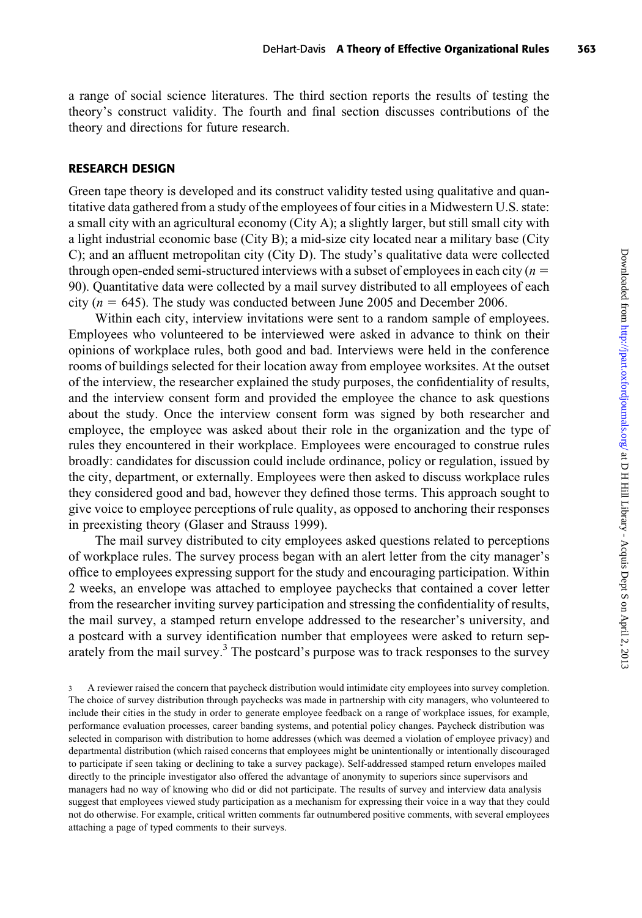a range of social science literatures. The third section reports the results of testing the theory's construct validity. The fourth and final section discusses contributions of the theory and directions for future research.

## RESEARCH DESIGN

Green tape theory is developed and its construct validity tested using qualitative and quantitative data gathered from a study of the employees of four cities in a Midwestern U.S. state: a small city with an agricultural economy (City A); a slightly larger, but still small city with a light industrial economic base (City B); a mid-size city located near a military base (City C); and an affluent metropolitan city (City D). The study's qualitative data were collected through open-ended semi-structured interviews with a subset of employees in each city ($n = 90$). Quantitative data were collected by a mail survey distributed to all employees of each city ($n = 645$). The study was conducted between June 2005 and December 2006.

Within each city, interview invitations were sent to a random sample of employees. Employees who volunteered to be interviewed were asked in advance to think on their opinions of workplace rules, both good and bad. Interviews were held in the conference rooms of buildings selected for their location away from employee worksites. At the outset of the interview, the researcher explained the study purposes, the confidentiality of results, and the interview consent form and provided the employee the chance to ask questions about the study. Once the interview consent form was signed by both researcher and employee, the employee was asked about their role in the organization and the type of rules they encountered in their workplace. Employees were encouraged to construe rules broadly: candidates for discussion could include ordinance, policy or regulation, issued by the city, department, or externally. Employees were then asked to discuss workplace rules they considered good and bad, however they defined those terms. This approach sought to give voice to employee perceptions of rule quality, as opposed to anchoring their responses in preexisting theory (Glaser and Strauss 1999).

The mail survey distributed to city employees asked questions related to perceptions of workplace rules. The survey process began with an alert letter from the city manager's office to employees expressing support for the study and encouraging participation. Within 2 weeks, an envelope was attached to employee paychecks that contained a cover letter from the researcher inviting survey participation and stressing the confidentiality of results, the mail survey, a stamped return envelope addressed to the researcher's university, and a postcard with a survey identification number that employees were asked to return separately from the mail survey.[3] The postcard's purpose was to track responses to the survey

[3] A reviewer raised the concern that paycheck distribution would intimidate city employees into survey completion. The choice of survey distribution through paychecks was made in partnership with city managers, who volunteered to include their cities in the study in order to generate employee feedback on a range of workplace issues, for example, performance evaluation processes, career banding systems, and potential policy changes. Paycheck distribution was selected in comparison with distribution to home addresses (which was deemed a violation of employee privacy) and departmental distribution (which raised concerns that employees might be unintentionally or intentionally discouraged to participate if seen taking or declining to take a survey package). Self-addressed stamped return envelopes mailed directly to the principle investigator also offered the advantage of anonymity to superiors since supervisors and managers had no way of knowing who did or did not participate. The results of survey and interview data analysis suggest that employees viewed study participation as a mechanism for expressing their voice in a way that they could not do otherwise. For example, critical written comments far outnumbered positive comments, with several employees attaching a page of typed comments to their surveys.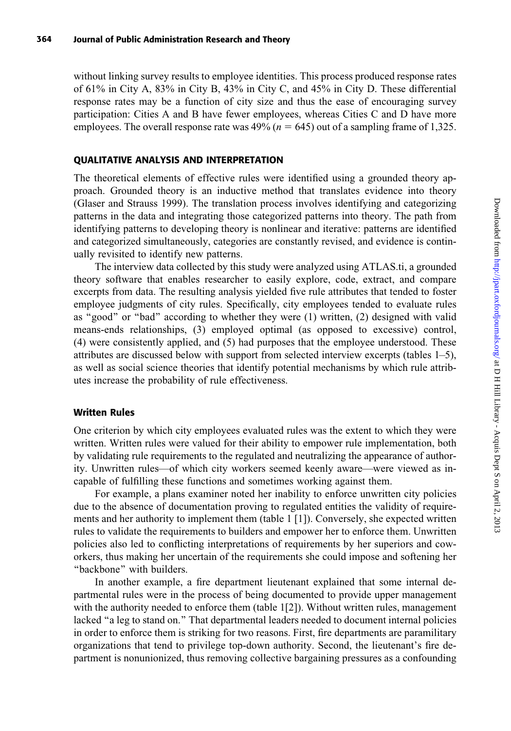without linking survey results to employee identities. This process produced response rates of 61% in City A, 83% in City B, 43% in City C, and 45% in City D. These differential response rates may be a function of city size and thus the ease of encouraging survey participation: Cities A and B have fewer employees, whereas Cities C and D have more employees. The overall response rate was 49% ($n = 645$) out of a sampling frame of 1,325.

## QUALITATIVE ANALYSIS AND INTERPRETATION

The theoretical elements of effective rules were identified using a grounded theory approach. Grounded theory is an inductive method that translates evidence into theory (Glaser and Strauss 1999). The translation process involves identifying and categorizing patterns in the data and integrating those categorized patterns into theory. The path from identifying patterns to developing theory is nonlinear and iterative: patterns are identified and categorized simultaneously, categories are constantly revised, and evidence is continually revisited to identify new patterns.

The interview data collected by this study were analyzed using ATLAS.ti, a grounded theory software that enables researcher to easily explore, code, extract, and compare excerpts from data. The resulting analysis yielded five rule attributes that tended to foster employee judgments of city rules. Specifically, city employees tended to evaluate rules as "good" or "bad" according to whether they were (1) written, (2) designed with valid means-ends relationships, (3) employed optimal (as opposed to excessive) control, (4) were consistently applied, and (5) had purposes that the employee understood. These attributes are discussed below with support from selected interview excerpts (tables 1–5), as well as social science theories that identify potential mechanisms by which rule attributes increase the probability of rule effectiveness.

### Written Rules

One criterion by which city employees evaluated rules was the extent to which they were written. Written rules were valued for their ability to empower rule implementation, both by validating rule requirements to the regulated and neutralizing the appearance of authority. Unwritten rules—of which city workers seemed keenly aware—were viewed as incapable of fulfilling these functions and sometimes working against them.

For example, a plans examiner noted her inability to enforce unwritten city policies due to the absence of documentation proving to regulated entities the validity of requirements and her authority to implement them (table 1 [1]). Conversely, she expected written rules to validate the requirements to builders and empower her to enforce them. Unwritten policies also led to conflicting interpretations of requirements by her superiors and coworkers, thus making her uncertain of the requirements she could impose and softening her "backbone" with builders.

In another example, a fire department lieutenant explained that some internal departmental rules were in the process of being documented to provide upper management with the authority needed to enforce them (table 1[2]). Without written rules, management lacked "a leg to stand on." That departmental leaders needed to document internal policies in order to enforce them is striking for two reasons. First, fire departments are paramilitary organizations that tend to privilege top-down authority. Second, the lieutenant's fire department is nonunionized, thus removing collective bargaining pressures as a confounding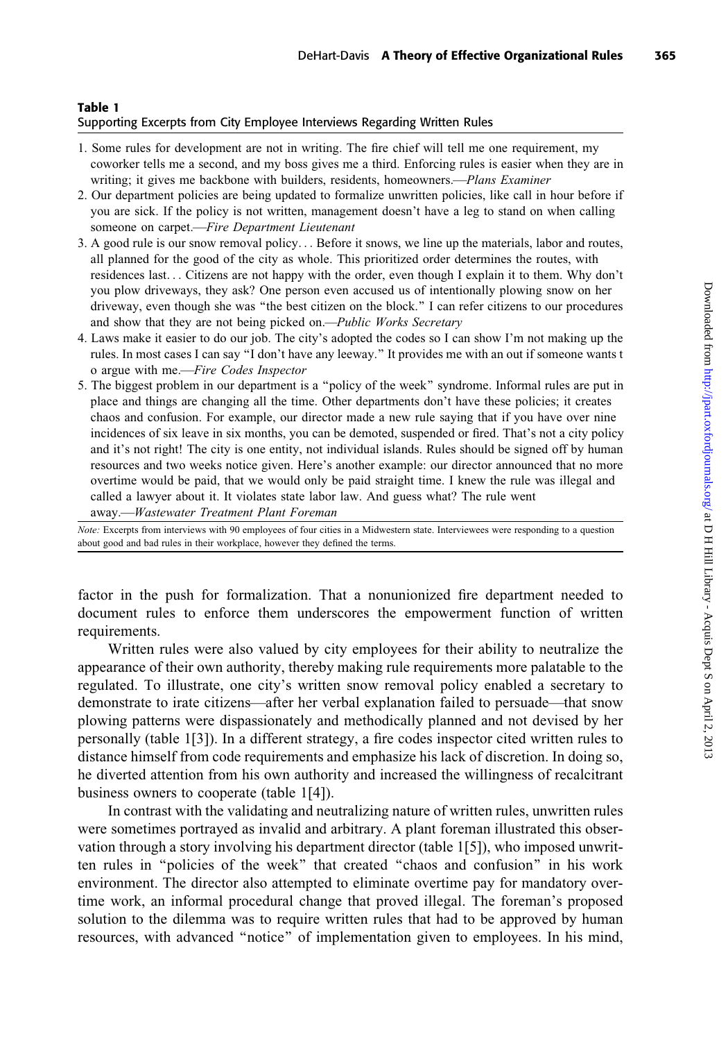**Table 1**
**Supporting Excerpts from City Employee Interviews Regarding Written Rules**

1. Some rules for development are not in writing. The fire chief will tell me one requirement, my coworker tells me a second, and my boss gives me a third. Enforcing rules is easier when they are in writing; it gives me backbone with builders, residents, homeowners.—*Plans Examiner*
2. Our department policies are being updated to formalize unwritten policies, like call in hour before if you are sick. If the policy is not written, management doesn't have a leg to stand on when calling someone on carpet.—*Fire Department Lieutenant*
3. A good rule is our snow removal policy... Before it snows, we line up the materials, labor and routes, all planned for the good of the city as whole. This prioritized order determines the routes, with residences last... Citizens are not happy with the order, even though I explain it to them. Why don't you plow driveways, they ask? One person even accused us of intentionally plowing snow on her driveway, even though she was "the best citizen on the block." I can refer citizens to our procedures and show that they are not being picked on.—*Public Works Secretary*
4. Laws make it easier to do our job. The city's adopted the codes so I can show I'm not making up the rules. In most cases I can say "I don't have any leeway." It provides me with an out if someone wants t o argue with me.—*Fire Codes Inspector*
5. The biggest problem in our department is a "policy of the week" syndrome. Informal rules are put in place and things are changing all the time. Other departments don't have these policies; it creates chaos and confusion. For example, our director made a new rule saying that if you have over nine incidences of six leave in six months, you can be demoted, suspended or fired. That's not a city policy and it's not right! The city is one entity, not individual islands. Rules should be signed off by human resources and two weeks notice given. Here's another example: our director announced that no more overtime would be paid, that we would only be paid straight time. I knew the rule was illegal and called a lawyer about it. It violates state labor law. And guess what? The rule went away.—*Wastewater Treatment Plant Foreman*

*Note:* Excerpts from interviews with 90 employees of four cities in a Midwestern state. Interviewees were responding to a question about good and bad rules in their workplace, however they defined the terms.

factor in the push for formalization. That a nonunionized fire department needed to document rules to enforce them underscores the empowerment function of written requirements.

Written rules were also valued by city employees for their ability to neutralize the appearance of their own authority, thereby making rule requirements more palatable to the regulated. To illustrate, one city's written snow removal policy enabled a secretary to demonstrate to irate citizens—after her verbal explanation failed to persuade—that snow plowing patterns were dispassionately and methodically planned and not devised by her personally (table 1[3]). In a different strategy, a fire codes inspector cited written rules to distance himself from code requirements and emphasize his lack of discretion. In doing so, he diverted attention from his own authority and increased the willingness of recalcitrant business owners to cooperate (table 1[4]).

In contrast with the validating and neutralizing nature of written rules, unwritten rules were sometimes portrayed as invalid and arbitrary. A plant foreman illustrated this observation through a story involving his department director (table 1[5]), who imposed unwritten rules in "policies of the week" that created "chaos and confusion" in his work environment. The director also attempted to eliminate overtime pay for mandatory overtime work, an informal procedural change that proved illegal. The foreman's proposed solution to the dilemma was to require written rules that had to be approved by human resources, with advanced "notice" of implementation given to employees. In his mind,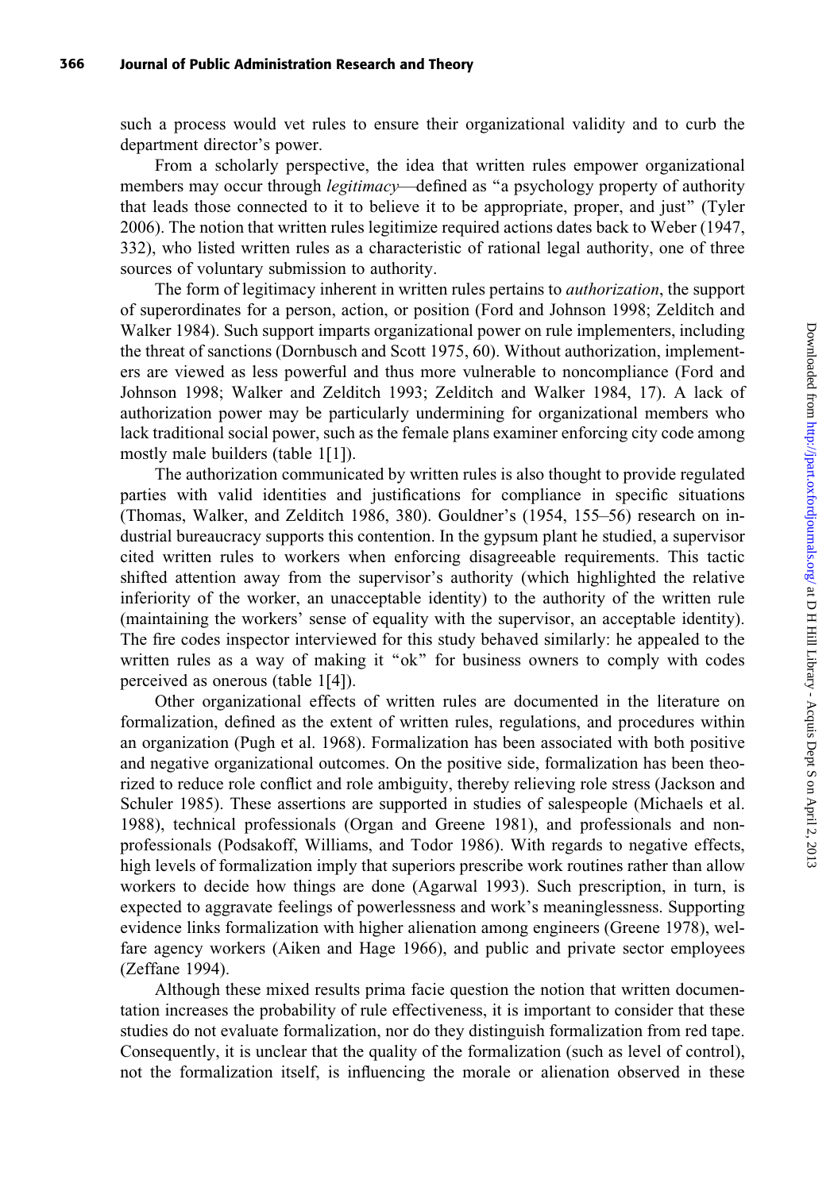such a process would vet rules to ensure their organizational validity and to curb the department director's power.

From a scholarly perspective, the idea that written rules empower organizational members may occur through *legitimacy*—defined as "a psychology property of authority that leads those connected to it to believe it to be appropriate, proper, and just" (Tyler 2006). The notion that written rules legitimize required actions dates back to Weber (1947, 332), who listed written rules as a characteristic of rational legal authority, one of three sources of voluntary submission to authority.

The form of legitimacy inherent in written rules pertains to *authorization*, the support of superordinates for a person, action, or position (Ford and Johnson 1998; Zelditch and Walker 1984). Such support imparts organizational power on rule implementers, including the threat of sanctions (Dornbusch and Scott 1975, 60). Without authorization, implementers are viewed as less powerful and thus more vulnerable to noncompliance (Ford and Johnson 1998; Walker and Zelditch 1993; Zelditch and Walker 1984, 17). A lack of authorization power may be particularly undermining for organizational members who lack traditional social power, such as the female plans examiner enforcing city code among mostly male builders (table 1[1]).

The authorization communicated by written rules is also thought to provide regulated parties with valid identities and justifications for compliance in specific situations (Thomas, Walker, and Zelditch 1986, 380). Gouldner's (1954, 155–56) research on industrial bureaucracy supports this contention. In the gypsum plant he studied, a supervisor cited written rules to workers when enforcing disagreeable requirements. This tactic shifted attention away from the supervisor's authority (which highlighted the relative inferiority of the worker, an unacceptable identity) to the authority of the written rule (maintaining the workers' sense of equality with the supervisor, an acceptable identity). The fire codes inspector interviewed for this study behaved similarly: he appealed to the written rules as a way of making it "ok" for business owners to comply with codes perceived as onerous (table 1[4]).

Other organizational effects of written rules are documented in the literature on formalization, defined as the extent of written rules, regulations, and procedures within an organization (Pugh et al. 1968). Formalization has been associated with both positive and negative organizational outcomes. On the positive side, formalization has been theorized to reduce role conflict and role ambiguity, thereby relieving role stress (Jackson and Schuler 1985). These assertions are supported in studies of salespeople (Michaels et al. 1988), technical professionals (Organ and Greene 1981), and professionals and nonprofessionals (Podsakoff, Williams, and Todor 1986). With regards to negative effects, high levels of formalization imply that superiors prescribe work routines rather than allow workers to decide how things are done (Agarwal 1993). Such prescription, in turn, is expected to aggravate feelings of powerlessness and work's meaninglessness. Supporting evidence links formalization with higher alienation among engineers (Greene 1978), welfare agency workers (Aiken and Hage 1966), and public and private sector employees (Zeffane 1994).

Although these mixed results prima facie question the notion that written documentation increases the probability of rule effectiveness, it is important to consider that these studies do not evaluate formalization, nor do they distinguish formalization from red tape. Consequently, it is unclear that the quality of the formalization (such as level of control), not the formalization itself, is influencing the morale or alienation observed in these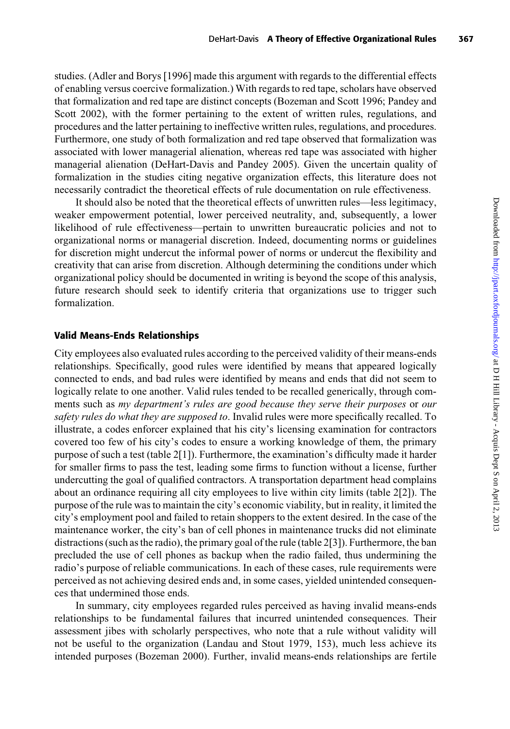studies. (Adler and Borys [1996] made this argument with regards to the differential effects of enabling versus coercive formalization.) With regards to red tape, scholars have observed that formalization and red tape are distinct concepts (Bozeman and Scott 1996; Pandey and Scott 2002), with the former pertaining to the extent of written rules, regulations, and procedures and the latter pertaining to ineffective written rules, regulations, and procedures. Furthermore, one study of both formalization and red tape observed that formalization was associated with lower managerial alienation, whereas red tape was associated with higher managerial alienation (DeHart-Davis and Pandey 2005). Given the uncertain quality of formalization in the studies citing negative organization effects, this literature does not necessarily contradict the theoretical effects of rule documentation on rule effectiveness.

It should also be noted that the theoretical effects of unwritten rules—less legitimacy, weaker empowerment potential, lower perceived neutrality, and, subsequently, a lower likelihood of rule effectiveness—pertain to unwritten bureaucratic policies and not to organizational norms or managerial discretion. Indeed, documenting norms or guidelines for discretion might undercut the informal power of norms or undercut the flexibility and creativity that can arise from discretion. Although determining the conditions under which organizational policy should be documented in writing is beyond the scope of this analysis, future research should seek to identify criteria that organizations use to trigger such formalization.

### Valid Means-Ends Relationships

City employees also evaluated rules according to the perceived validity of their means-ends relationships. Specifically, good rules were identified by means that appeared logically connected to ends, and bad rules were identified by means and ends that did not seem to logically relate to one another. Valid rules tended to be recalled generically, through comments such as *my department's rules are good because they serve their purposes* or *our safety rules do what they are supposed to*. Invalid rules were more specifically recalled. To illustrate, a codes enforcer explained that his city's licensing examination for contractors covered too few of his city's codes to ensure a working knowledge of them, the primary purpose of such a test (table 2[1]). Furthermore, the examination's difficulty made it harder for smaller firms to pass the test, leading some firms to function without a license, further undercutting the goal of qualified contractors. A transportation department head complains about an ordinance requiring all city employees to live within city limits (table 2[2]). The purpose of the rule was to maintain the city's economic viability, but in reality, it limited the city's employment pool and failed to retain shoppers to the extent desired. In the case of the maintenance worker, the city's ban of cell phones in maintenance trucks did not eliminate distractions (such as the radio), the primary goal of the rule (table 2[3]). Furthermore, the ban precluded the use of cell phones as backup when the radio failed, thus undermining the radio's purpose of reliable communications. In each of these cases, rule requirements were perceived as not achieving desired ends and, in some cases, yielded unintended consequences that undermined those ends.

In summary, city employees regarded rules perceived as having invalid means-ends relationships to be fundamental failures that incurred unintended consequences. Their assessment jibes with scholarly perspectives, who note that a rule without validity will not be useful to the organization (Landau and Stout 1979, 153), much less achieve its intended purposes (Bozeman 2000). Further, invalid means-ends relationships are fertile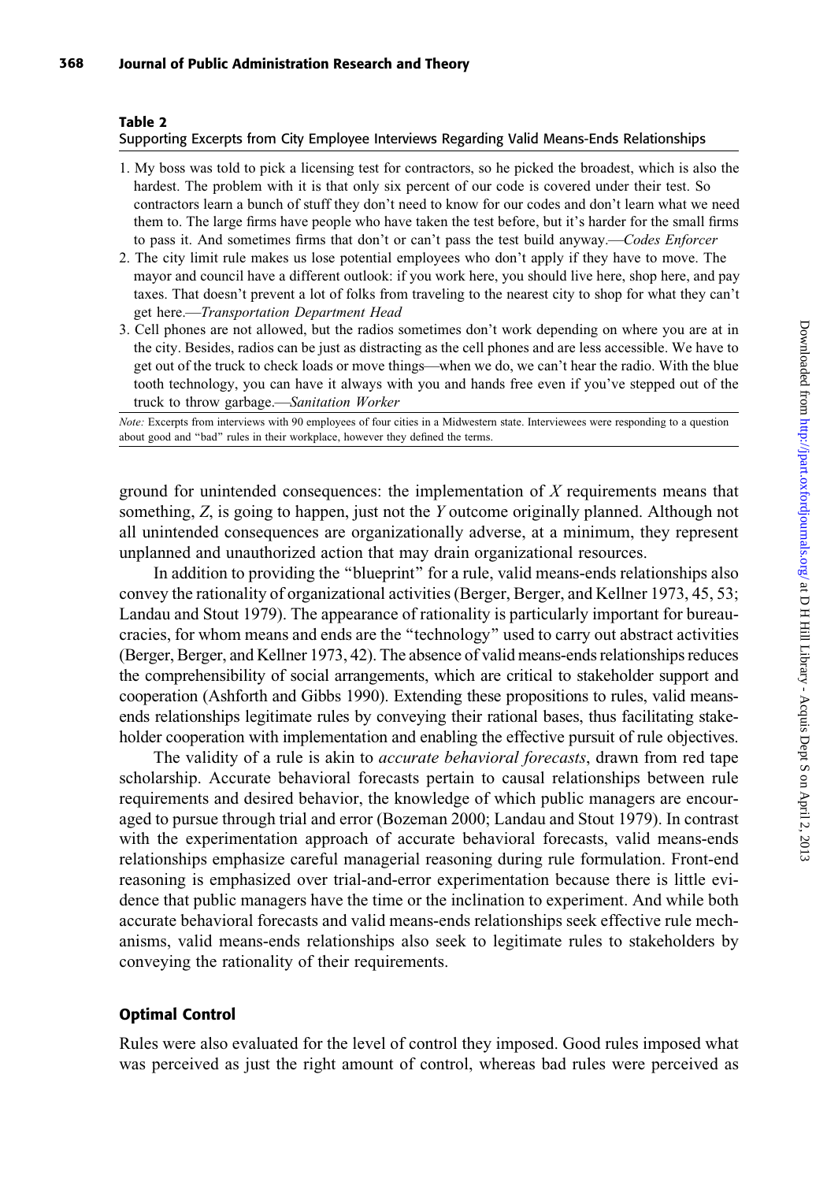**Table 2**
Supporting Excerpts from City Employee Interviews Regarding Valid Means-Ends Relationships

1. My boss was told to pick a licensing test for contractors, so he picked the broadest, which is also the hardest. The problem with it is that only six percent of our code is covered under their test. So contractors learn a bunch of stuff they don't need to know for our codes and don't learn what we need them to. The large firms have people who have taken the test before, but it's harder for the small firms to pass it. And sometimes firms that don't or can't pass the test build anyway.—*Codes Enforcer*
2. The city limit rule makes us lose potential employees who don't apply if they have to move. The mayor and council have a different outlook: if you work here, you should live here, shop here, and pay taxes. That doesn't prevent a lot of folks from traveling to the nearest city to shop for what they can't get here.—*Transportation Department Head*
3. Cell phones are not allowed, but the radios sometimes don't work depending on where you are at in the city. Besides, radios can be just as distracting as the cell phones and are less accessible. We have to get out of the truck to check loads or move things—when we do, we can't hear the radio. With the blue tooth technology, you can have it always with you and hands free even if you've stepped out of the truck to throw garbage.—*Sanitation Worker*

*Note:* Excerpts from interviews with 90 employees of four cities in a Midwestern state. Interviewees were responding to a question about good and "bad" rules in their workplace, however they defined the terms.

ground for unintended consequences: the implementation of $X$ requirements means that something, $Z$, is going to happen, just not the $Y$ outcome originally planned. Although not all unintended consequences are organizationally adverse, at a minimum, they represent unplanned and unauthorized action that may drain organizational resources.

In addition to providing the "blueprint" for a rule, valid means-ends relationships also convey the rationality of organizational activities (Berger, Berger, and Kellner 1973, 45, 53; Landau and Stout 1979). The appearance of rationality is particularly important for bureaucracies, for whom means and ends are the "technology" used to carry out abstract activities (Berger, Berger, and Kellner 1973, 42). The absence of valid means-ends relationships reduces the comprehensibility of social arrangements, which are critical to stakeholder support and cooperation (Ashforth and Gibbs 1990). Extending these propositions to rules, valid means-ends relationships legitimate rules by conveying their rational bases, thus facilitating stakeholder cooperation with implementation and enabling the effective pursuit of rule objectives.

The validity of a rule is akin to *accurate behavioral forecasts*, drawn from red tape scholarship. Accurate behavioral forecasts pertain to causal relationships between rule requirements and desired behavior, the knowledge of which public managers are encouraged to pursue through trial and error (Bozeman 2000; Landau and Stout 1979). In contrast with the experimentation approach of accurate behavioral forecasts, valid means-ends relationships emphasize careful managerial reasoning during rule formulation. Front-end reasoning is emphasized over trial-and-error experimentation because there is little evidence that public managers have the time or the inclination to experiment. And while both accurate behavioral forecasts and valid means-ends relationships seek effective rule mechanisms, valid means-ends relationships also seek to legitimate rules to stakeholders by conveying the rationality of their requirements.

## Optimal Control

Rules were also evaluated for the level of control they imposed. Good rules imposed what was perceived as just the right amount of control, whereas bad rules were perceived as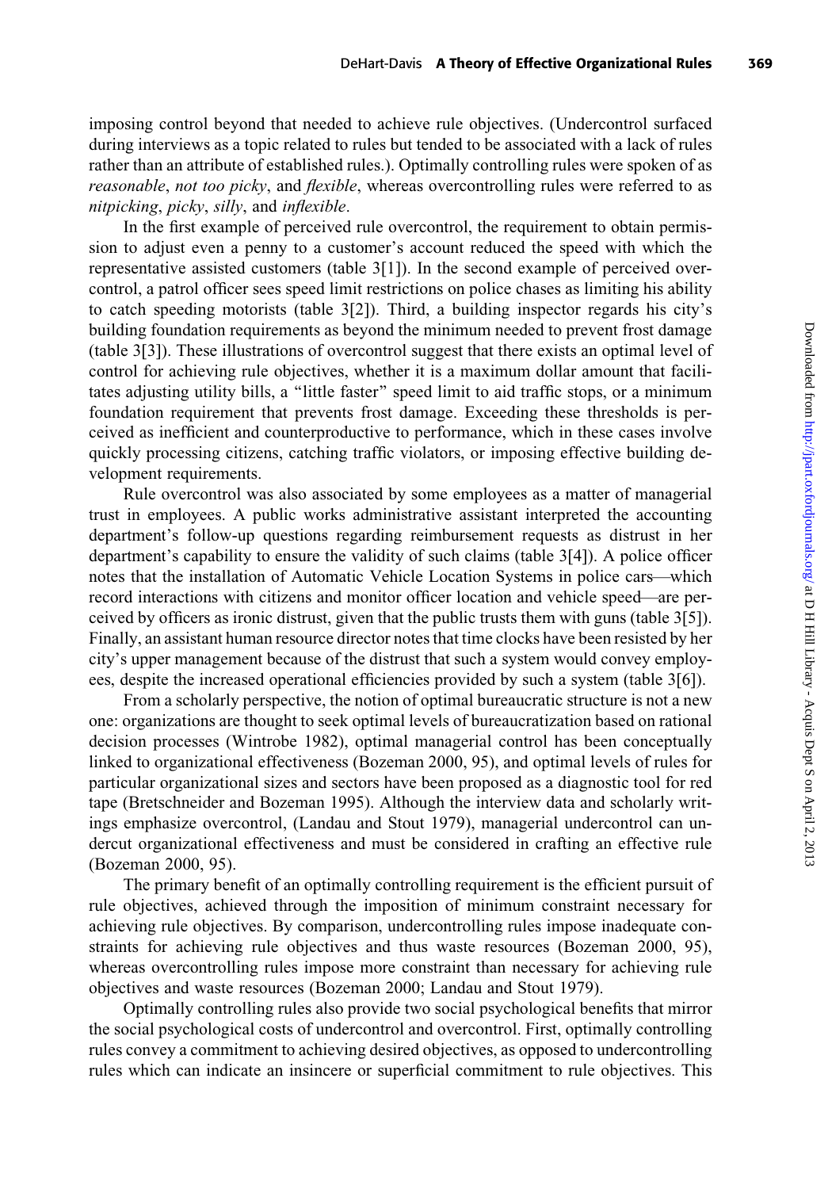imposing control beyond that needed to achieve rule objectives. (Undercontrol surfaced during interviews as a topic related to rules but tended to be associated with a lack of rules rather than an attribute of established rules.). Optimally controlling rules were spoken of as *reasonable*, *not too picky*, and *flexible*, whereas overcontrolling rules were referred to as *nitpicking*, *picky*, *silly*, and *inflexible*.

In the first example of perceived rule overcontrol, the requirement to obtain permission to adjust even a penny to a customer's account reduced the speed with which the representative assisted customers (table 3[1]). In the second example of perceived overcontrol, a patrol officer sees speed limit restrictions on police chases as limiting his ability to catch speeding motorists (table 3[2]). Third, a building inspector regards his city's building foundation requirements as beyond the minimum needed to prevent frost damage (table 3[3]). These illustrations of overcontrol suggest that there exists an optimal level of control for achieving rule objectives, whether it is a maximum dollar amount that facilitates adjusting utility bills, a "little faster" speed limit to aid traffic stops, or a minimum foundation requirement that prevents frost damage. Exceeding these thresholds is perceived as inefficient and counterproductive to performance, which in these cases involve quickly processing citizens, catching traffic violators, or imposing effective building development requirements.

Rule overcontrol was also associated by some employees as a matter of managerial trust in employees. A public works administrative assistant interpreted the accounting department's follow-up questions regarding reimbursement requests as distrust in her department's capability to ensure the validity of such claims (table 3[4]). A police officer notes that the installation of Automatic Vehicle Location Systems in police cars—which record interactions with citizens and monitor officer location and vehicle speed—are perceived by officers as ironic distrust, given that the public trusts them with guns (table 3[5]). Finally, an assistant human resource director notes that time clocks have been resisted by her city's upper management because of the distrust that such a system would convey employees, despite the increased operational efficiencies provided by such a system (table 3[6]).

From a scholarly perspective, the notion of optimal bureaucratic structure is not a new one: organizations are thought to seek optimal levels of bureaucratization based on rational decision processes (Wintrobe 1982), optimal managerial control has been conceptually linked to organizational effectiveness (Bozeman 2000, 95), and optimal levels of rules for particular organizational sizes and sectors have been proposed as a diagnostic tool for red tape (Bretschneider and Bozeman 1995). Although the interview data and scholarly writings emphasize overcontrol, (Landau and Stout 1979), managerial undercontrol can undercut organizational effectiveness and must be considered in crafting an effective rule (Bozeman 2000, 95).

The primary benefit of an optimally controlling requirement is the efficient pursuit of rule objectives, achieved through the imposition of minimum constraint necessary for achieving rule objectives. By comparison, undercontrolling rules impose inadequate constraints for achieving rule objectives and thus waste resources (Bozeman 2000, 95), whereas overcontrolling rules impose more constraint than necessary for achieving rule objectives and waste resources (Bozeman 2000; Landau and Stout 1979).

Optimally controlling rules also provide two social psychological benefits that mirror the social psychological costs of undercontrol and overcontrol. First, optimally controlling rules convey a commitment to achieving desired objectives, as opposed to undercontrolling rules which can indicate an insincere or superficial commitment to rule objectives. This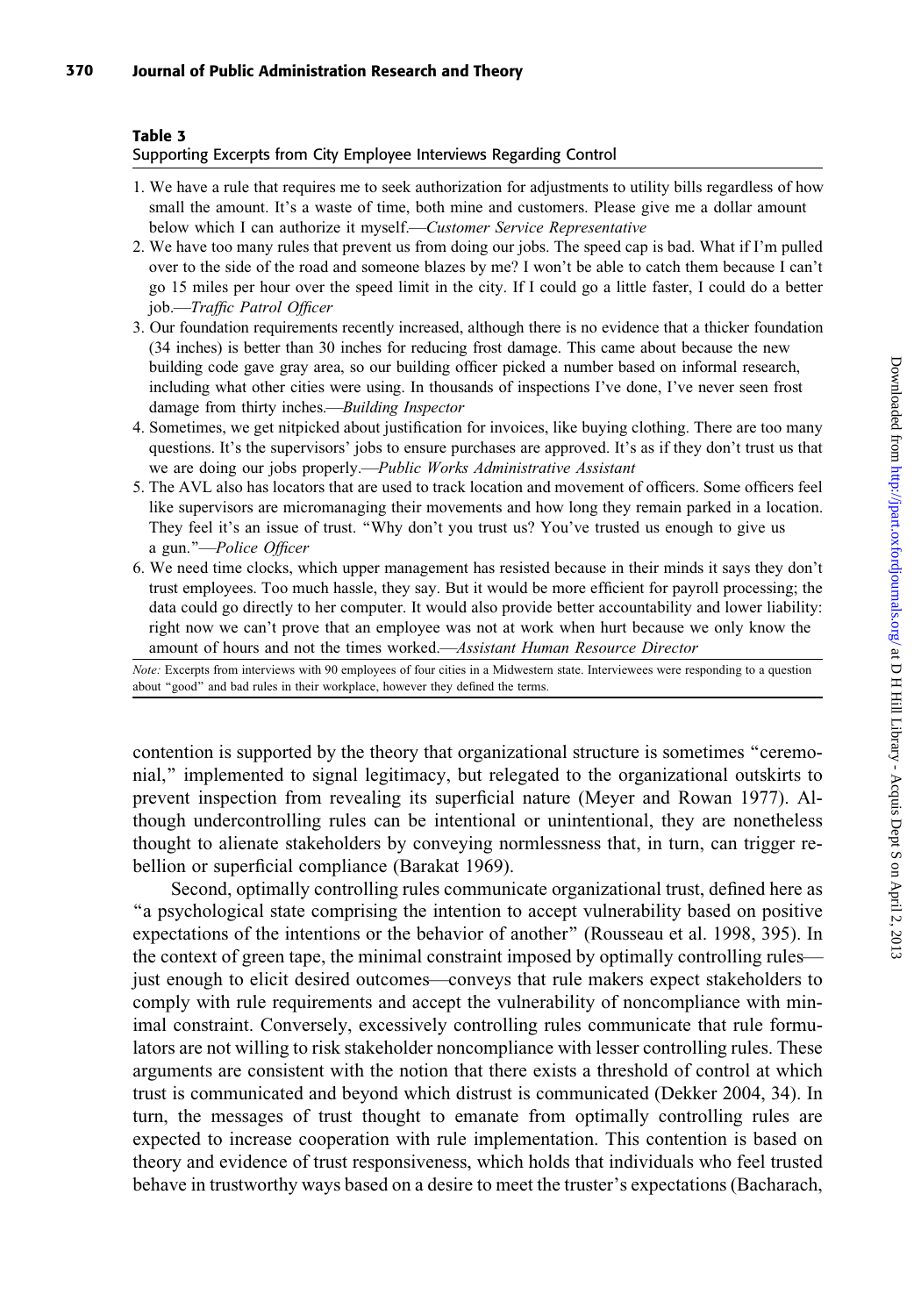**Table 3**
Supporting Excerpts from City Employee Interviews Regarding Control

1. We have a rule that requires me to seek authorization for adjustments to utility bills regardless of how small the amount. It's a waste of time, both mine and customers. Please give me a dollar amount below which I can authorize it myself.—*Customer Service Representative*
2. We have too many rules that prevent us from doing our jobs. The speed cap is bad. What if I'm pulled over to the side of the road and someone blazes by me? I won't be able to catch them because I can't go 15 miles per hour over the speed limit in the city. If I could go a little faster, I could do a better job.—*Traffic Patrol Officer*
3. Our foundation requirements recently increased, although there is no evidence that a thicker foundation (34 inches) is better than 30 inches for reducing frost damage. This came about because the new building code gave gray area, so our building officer picked a number based on informal research, including what other cities were using. In thousands of inspections I've done, I've never seen frost damage from thirty inches.—*Building Inspector*
4. Sometimes, we get nitpicked about justification for invoices, like buying clothing. There are too many questions. It's the supervisors' jobs to ensure purchases are approved. It's as if they don't trust us that we are doing our jobs properly.—*Public Works Administrative Assistant*
5. The AVL also has locators that are used to track location and movement of officers. Some officers feel like supervisors are micromanaging their movements and how long they remain parked in a location. They feel it's an issue of trust. "Why don't you trust us? You've trusted us enough to give us a gun."—*Police Officer*
6. We need time clocks, which upper management has resisted because in their minds it says they don't trust employees. Too much hassle, they say. But it would be more efficient for payroll processing; the data could go directly to her computer. It would also provide better accountability and lower liability: right now we can't prove that an employee was not at work when hurt because we only know the amount of hours and not the times worked.—*Assistant Human Resource Director*

*Note:* Excerpts from interviews with 90 employees of four cities in a Midwestern state. Interviewees were responding to a question about "good" and bad rules in their workplace, however they defined the terms.

contention is supported by the theory that organizational structure is sometimes "ceremonial," implemented to signal legitimacy, but relegated to the organizational outskirts to prevent inspection from revealing its superficial nature (Meyer and Rowan 1977). Although undercontrolling rules can be intentional or unintentional, they are nonetheless thought to alienate stakeholders by conveying normlessness that, in turn, can trigger rebellion or superficial compliance (Barakat 1969).

Second, optimally controlling rules communicate organizational trust, defined here as "a psychological state comprising the intention to accept vulnerability based on positive expectations of the intentions or the behavior of another" (Rousseau et al. 1998, 395). In the context of green tape, the minimal constraint imposed by optimally controlling rules—just enough to elicit desired outcomes—conveys that rule makers expect stakeholders to comply with rule requirements and accept the vulnerability of noncompliance with minimal constraint. Conversely, excessively controlling rules communicate that rule formulators are not willing to risk stakeholder noncompliance with lesser controlling rules. These arguments are consistent with the notion that there exists a threshold of control at which trust is communicated and beyond which distrust is communicated (Dekker 2004, 34). In turn, the messages of trust thought to emanate from optimally controlling rules are expected to increase cooperation with rule implementation. This contention is based on theory and evidence of trust responsiveness, which holds that individuals who feel trusted behave in trustworthy ways based on a desire to meet the truster's expectations (Bacharach,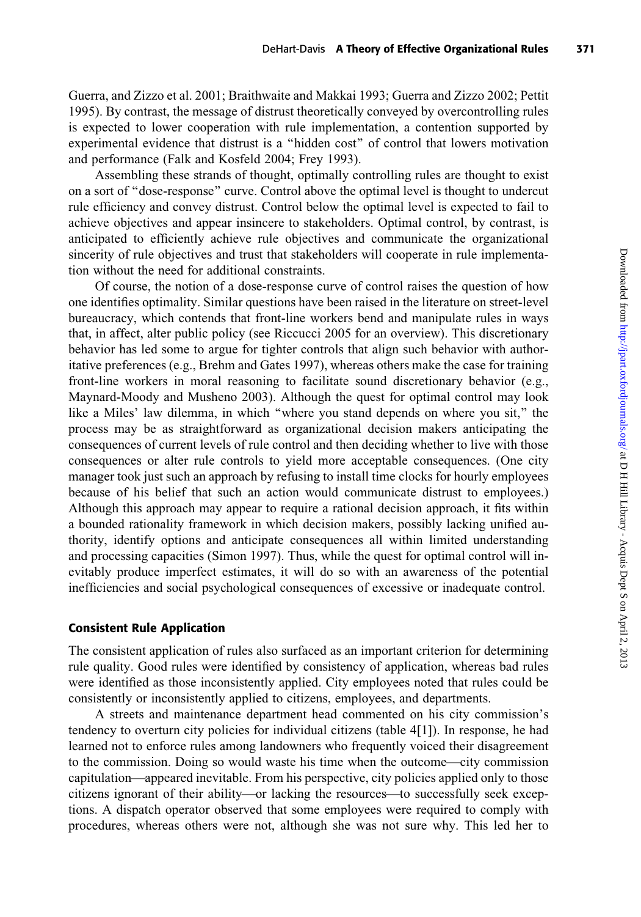Guerra, and Zizzo et al. 2001; Braithwaite and Makkai 1993; Guerra and Zizzo 2002; Pettit 1995). By contrast, the message of distrust theoretically conveyed by overcontrolling rules is expected to lower cooperation with rule implementation, a contention supported by experimental evidence that distrust is a "hidden cost" of control that lowers motivation and performance (Falk and Kosfeld 2004; Frey 1993).

Assembling these strands of thought, optimally controlling rules are thought to exist on a sort of "dose-response" curve. Control above the optimal level is thought to undercut rule efficiency and convey distrust. Control below the optimal level is expected to fail to achieve objectives and appear insincere to stakeholders. Optimal control, by contrast, is anticipated to efficiently achieve rule objectives and communicate the organizational sincerity of rule objectives and trust that stakeholders will cooperate in rule implementation without the need for additional constraints.

Of course, the notion of a dose-response curve of control raises the question of how one identifies optimality. Similar questions have been raised in the literature on street-level bureaucracy, which contends that front-line workers bend and manipulate rules in ways that, in affect, alter public policy (see Riccucci 2005 for an overview). This discretionary behavior has led some to argue for tighter controls that align such behavior with authoritative preferences (e.g., Brehm and Gates 1997), whereas others make the case for training front-line workers in moral reasoning to facilitate sound discretionary behavior (e.g., Maynard-Moody and Musheno 2003). Although the quest for optimal control may look like a Miles' law dilemma, in which "where you stand depends on where you sit," the process may be as straightforward as organizational decision makers anticipating the consequences of current levels of rule control and then deciding whether to live with those consequences or alter rule controls to yield more acceptable consequences. (One city manager took just such an approach by refusing to install time clocks for hourly employees because of his belief that such an action would communicate distrust to employees.) Although this approach may appear to require a rational decision approach, it fits within a bounded rationality framework in which decision makers, possibly lacking unified authority, identify options and anticipate consequences all within limited understanding and processing capacities (Simon 1997). Thus, while the quest for optimal control will inevitably produce imperfect estimates, it will do so with an awareness of the potential inefficiencies and social psychological consequences of excessive or inadequate control.

### Consistent Rule Application

The consistent application of rules also surfaced as an important criterion for determining rule quality. Good rules were identified by consistency of application, whereas bad rules were identified as those inconsistently applied. City employees noted that rules could be consistently or inconsistently applied to citizens, employees, and departments.

A streets and maintenance department head commented on his city commission's tendency to overturn city policies for individual citizens (table 4[1]). In response, he had learned not to enforce rules among landowners who frequently voiced their disagreement to the commission. Doing so would waste his time when the outcome—city commission capitulation—appeared inevitable. From his perspective, city policies applied only to those citizens ignorant of their ability—or lacking the resources—to successfully seek exceptions. A dispatch operator observed that some employees were required to comply with procedures, whereas others were not, although she was not sure why. This led her to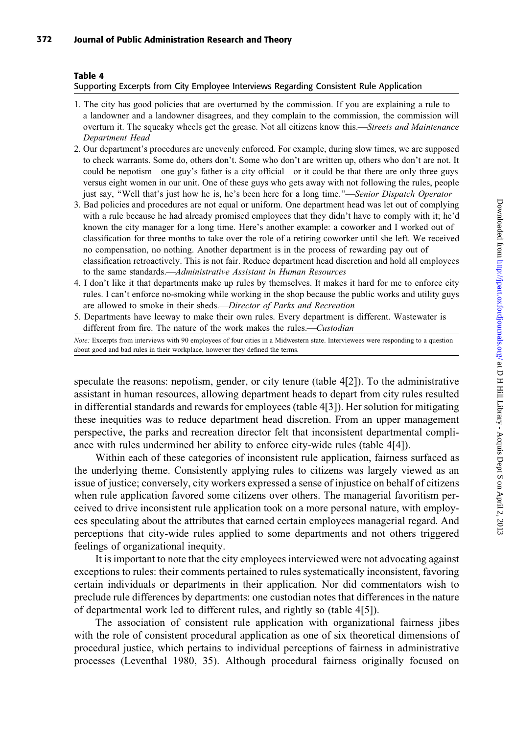**Table 4**
Supporting Excerpts from City Employee Interviews Regarding Consistent Rule Application

1. The city has good policies that are overturned by the commission. If you are explaining a rule to a landowner and a landowner disagrees, and they complain to the commission, the commission will overturn it. The squeaky wheels get the grease. Not all citizens know this.—*Streets and Maintenance Department Head*
2. Our department's procedures are unevenly enforced. For example, during slow times, we are supposed to check warrants. Some do, others don't. Some who don't are written up, others who don't are not. It could be nepotism—one guy's father is a city official—or it could be that there are only three guys versus eight women in our unit. One of these guys who gets away with not following the rules, people just say, "Well that's just how he is, he's been here for a long time."—*Senior Dispatch Operator*
3. Bad policies and procedures are not equal or uniform. One department head was let out of complying with a rule because he had already promised employees that they didn't have to comply with it; he'd known the city manager for a long time. Here's another example: a coworker and I worked out of classification for three months to take over the role of a retiring coworker until she left. We received no compensation, no nothing. Another department is in the process of rewarding pay out of classification retroactively. This is not fair. Reduce department head discretion and hold all employees to the same standards.—*Administrative Assistant in Human Resources*
4. I don't like it that departments make up rules by themselves. It makes it hard for me to enforce city rules. I can't enforce no-smoking while working in the shop because the public works and utility guys are allowed to smoke in their sheds.—*Director of Parks and Recreation*
5. Departments have leeway to make their own rules. Every department is different. Wastewater is different from fire. The nature of the work makes the rules.—*Custodian*

*Note:* Excerpts from interviews with 90 employees of four cities in a Midwestern state. Interviewees were responding to a question about good and bad rules in their workplace, however they defined the terms.

speculate the reasons: nepotism, gender, or city tenure (table 4[2]). To the administrative assistant in human resources, allowing department heads to depart from city rules resulted in differential standards and rewards for employees (table 4[3]). Her solution for mitigating these inequities was to reduce department head discretion. From an upper management perspective, the parks and recreation director felt that inconsistent departmental compliance with rules undermined her ability to enforce city-wide rules (table 4[4]).

Within each of these categories of inconsistent rule application, fairness surfaced as the underlying theme. Consistently applying rules to citizens was largely viewed as an issue of justice; conversely, city workers expressed a sense of injustice on behalf of citizens when rule application favored some citizens over others. The managerial favoritism perceived to drive inconsistent rule application took on a more personal nature, with employees speculating about the attributes that earned certain employees managerial regard. And perceptions that city-wide rules applied to some departments and not others triggered feelings of organizational inequity.

It is important to note that the city employees interviewed were not advocating against exceptions to rules: their comments pertained to rules systematically inconsistent, favoring certain individuals or departments in their application. Nor did commentators wish to preclude rule differences by departments: one custodian notes that differences in the nature of departmental work led to different rules, and rightly so (table 4[5]).

The association of consistent rule application with organizational fairness jibes with the role of consistent procedural application as one of six theoretical dimensions of procedural justice, which pertains to individual perceptions of fairness in administrative processes (Leventhal 1980, 35). Although procedural fairness originally focused on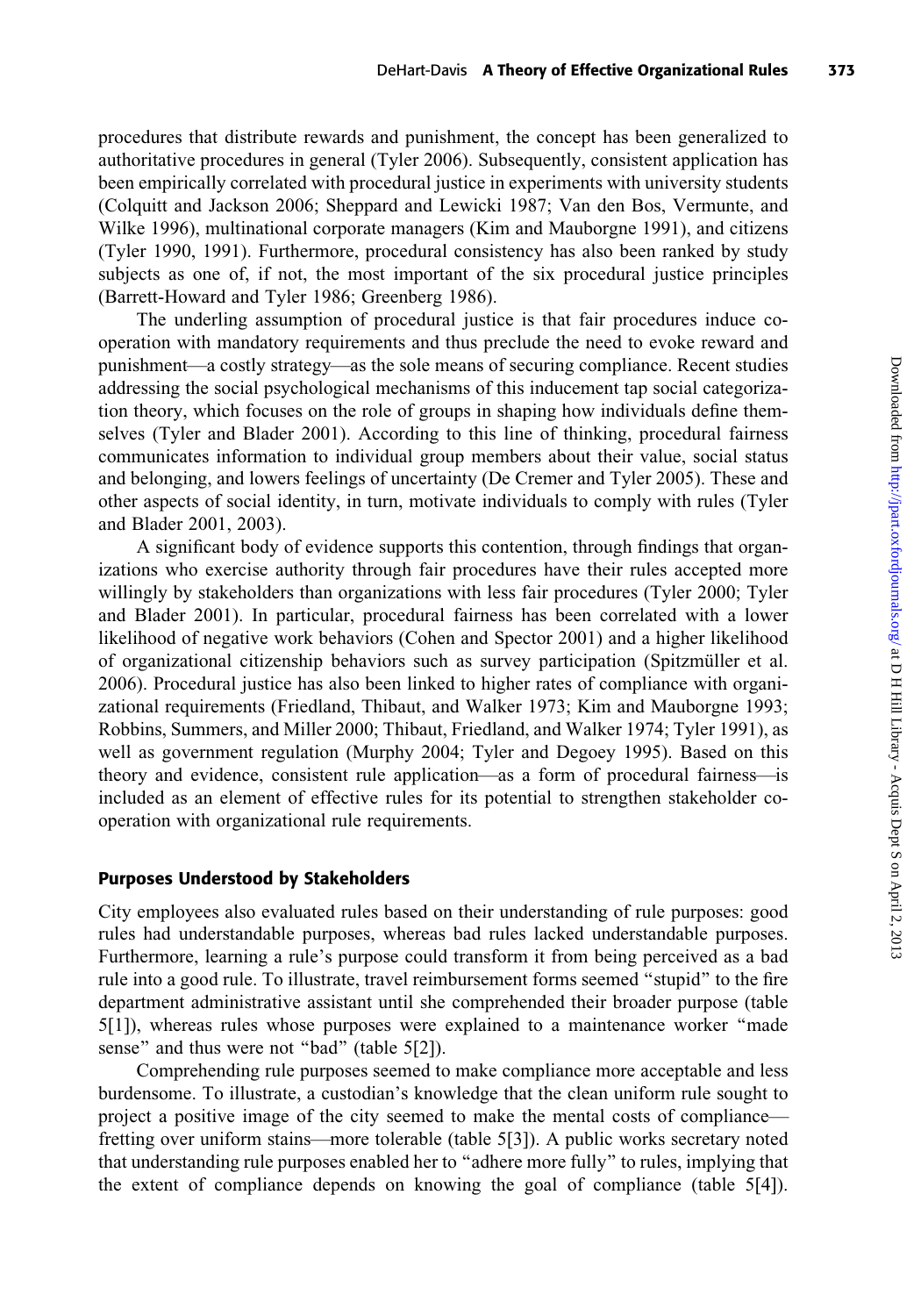procedures that distribute rewards and punishment, the concept has been generalized to authoritative procedures in general (Tyler 2006). Subsequently, consistent application has been empirically correlated with procedural justice in experiments with university students (Colquitt and Jackson 2006; Sheppard and Lewicki 1987; Van den Bos, Vermunte, and Wilke 1996), multinational corporate managers (Kim and Mauborgne 1991), and citizens (Tyler 1990, 1991). Furthermore, procedural consistency has also been ranked by study subjects as one of, if not, the most important of the six procedural justice principles (Barrett-Howard and Tyler 1986; Greenberg 1986).

The underling assumption of procedural justice is that fair procedures induce cooperation with mandatory requirements and thus preclude the need to evoke reward and punishment—a costly strategy—as the sole means of securing compliance. Recent studies addressing the social psychological mechanisms of this inducement tap social categorization theory, which focuses on the role of groups in shaping how individuals define themselves (Tyler and Blader 2001). According to this line of thinking, procedural fairness communicates information to individual group members about their value, social status and belonging, and lowers feelings of uncertainty (De Cremer and Tyler 2005). These and other aspects of social identity, in turn, motivate individuals to comply with rules (Tyler and Blader 2001, 2003).

A significant body of evidence supports this contention, through findings that organizations who exercise authority through fair procedures have their rules accepted more willingly by stakeholders than organizations with less fair procedures (Tyler 2000; Tyler and Blader 2001). In particular, procedural fairness has been correlated with a lower likelihood of negative work behaviors (Cohen and Spector 2001) and a higher likelihood of organizational citizenship behaviors such as survey participation (Spitzmüller et al. 2006). Procedural justice has also been linked to higher rates of compliance with organizational requirements (Friedland, Thibaut, and Walker 1973; Kim and Mauborgne 1993; Robbins, Summers, and Miller 2000; Thibaut, Friedland, and Walker 1974; Tyler 1991), as well as government regulation (Murphy 2004; Tyler and Degoey 1995). Based on this theory and evidence, consistent rule application—as a form of procedural fairness—is included as an element of effective rules for its potential to strengthen stakeholder cooperation with organizational rule requirements.

### Purposes Understood by Stakeholders

City employees also evaluated rules based on their understanding of rule purposes: good rules had understandable purposes, whereas bad rules lacked understandable purposes. Furthermore, learning a rule's purpose could transform it from being perceived as a bad rule into a good rule. To illustrate, travel reimbursement forms seemed "stupid" to the fire department administrative assistant until she comprehended their broader purpose (table 5[1]), whereas rules whose purposes were explained to a maintenance worker "made sense" and thus were not "bad" (table 5[2]).

Comprehending rule purposes seemed to make compliance more acceptable and less burdensome. To illustrate, a custodian's knowledge that the clean uniform rule sought to project a positive image of the city seemed to make the mental costs of compliance—fretting over uniform stains—more tolerable (table 5[3]). A public works secretary noted that understanding rule purposes enabled her to "adhere more fully" to rules, implying that the extent of compliance depends on knowing the goal of compliance (table 5[4]).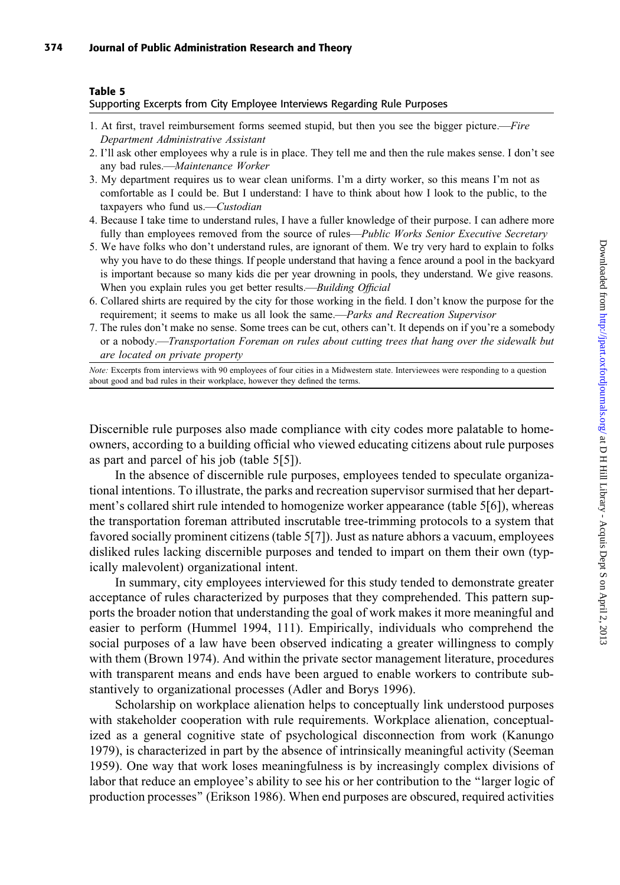**Table 5**
Supporting Excerpts from City Employee Interviews Regarding Rule Purposes

1. At first, travel reimbursement forms seemed stupid, but then you see the bigger picture.—*Fire Department Administrative Assistant*
2. I'll ask other employees why a rule is in place. They tell me and then the rule makes sense. I don't see any bad rules.—*Maintenance Worker*
3. My department requires us to wear clean uniforms. I'm a dirty worker, so this means I'm not as comfortable as I could be. But I understand: I have to think about how I look to the public, to the taxpayers who fund us.—*Custodian*
4. Because I take time to understand rules, I have a fuller knowledge of their purpose. I can adhere more fully than employees removed from the source of rules—*Public Works Senior Executive Secretary*
5. We have folks who don't understand rules, are ignorant of them. We try very hard to explain to folks why you have to do these things. If people understand that having a fence around a pool in the backyard is important because so many kids die per year drowning in pools, they understand. We give reasons. When you explain rules you get better results.—*Building Official*
6. Collared shirts are required by the city for those working in the field. I don't know the purpose for the requirement; it seems to make us all look the same.—*Parks and Recreation Supervisor*
7. The rules don't make no sense. Some trees can be cut, others can't. It depends on if you're a somebody or a nobody.—*Transportation Foreman on rules about cutting trees that hang over the sidewalk but are located on private property*

*Note:* Excerpts from interviews with 90 employees of four cities in a Midwestern state. Interviewees were responding to a question about good and bad rules in their workplace, however they defined the terms.

Discernible rule purposes also made compliance with city codes more palatable to homeowners, according to a building official who viewed educating citizens about rule purposes as part and parcel of his job (table 5[5]).

In the absence of discernible rule purposes, employees tended to speculate organizational intentions. To illustrate, the parks and recreation supervisor surmised that her department's collared shirt rule intended to homogenize worker appearance (table 5[6]), whereas the transportation foreman attributed inscrutable tree-trimming protocols to a system that favored socially prominent citizens (table 5[7]). Just as nature abhors a vacuum, employees disliked rules lacking discernible purposes and tended to impart on them their own (typically malevolent) organizational intent.

In summary, city employees interviewed for this study tended to demonstrate greater acceptance of rules characterized by purposes that they comprehended. This pattern supports the broader notion that understanding the goal of work makes it more meaningful and easier to perform (Hummel 1994, 111). Empirically, individuals who comprehend the social purposes of a law have been observed indicating a greater willingness to comply with them (Brown 1974). And within the private sector management literature, procedures with transparent means and ends have been argued to enable workers to contribute substantively to organizational processes (Adler and Borys 1996).

Scholarship on workplace alienation helps to conceptually link understood purposes with stakeholder cooperation with rule requirements. Workplace alienation, conceptualized as a general cognitive state of psychological disconnection from work (Kanungo 1979), is characterized in part by the absence of intrinsically meaningful activity (Seeman 1959). One way that work loses meaningfulness is by increasingly complex divisions of labor that reduce an employee's ability to see his or her contribution to the "larger logic of production processes" (Erikson 1986). When end purposes are obscured, required activities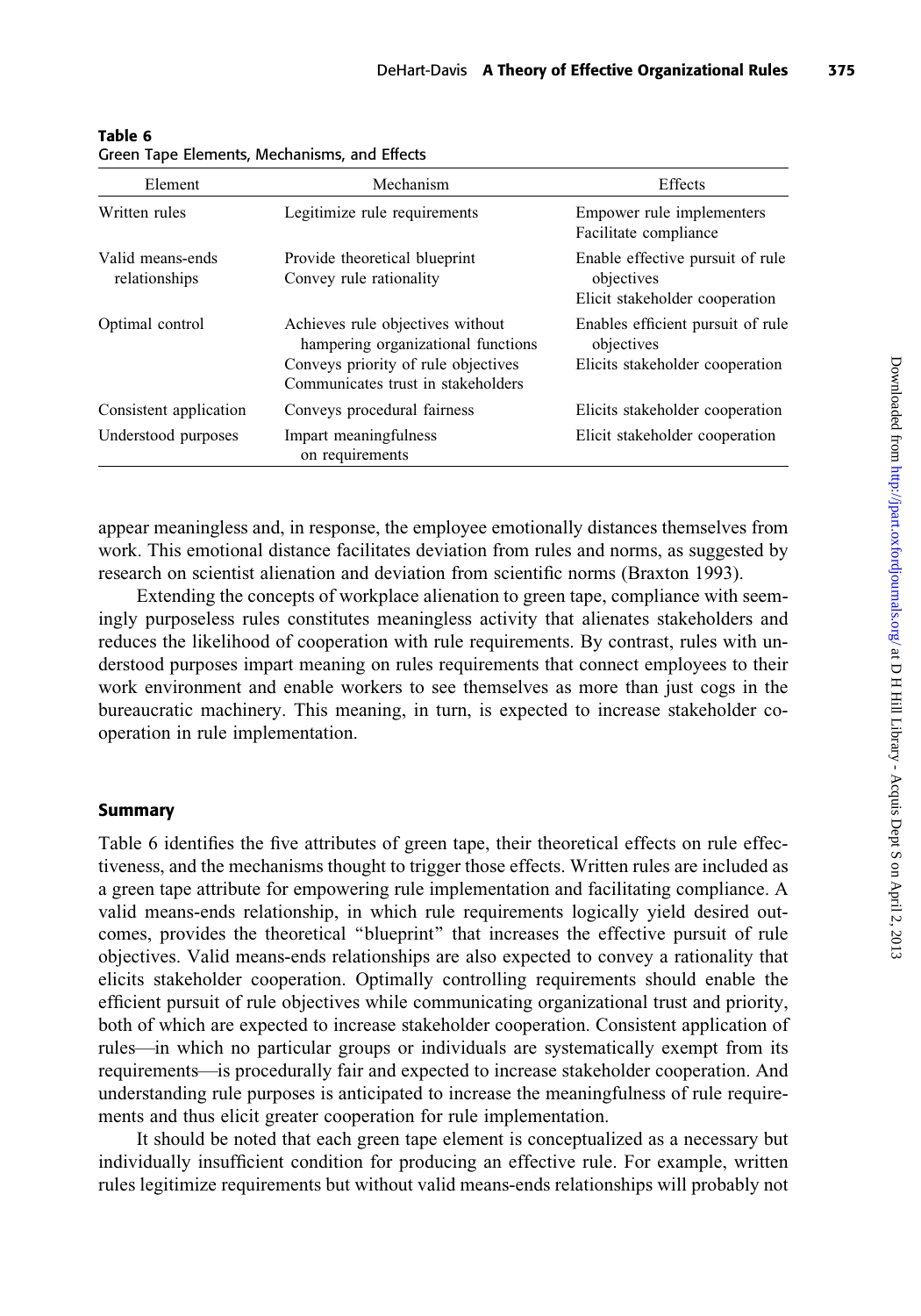**Table 6**
Green Tape Elements, Mechanisms, and Effects

| Element | Mechanism | Effects |
|---|---|---|
| Written rules | Legitimize rule requirements | Empower rule implementers<br>Facilitate compliance |
| Valid means-ends relationships | Provide theoretical blueprint<br>Convey rule rationality | Enable effective pursuit of rule objectives<br>Elicit stakeholder cooperation |
| Optimal control | Achieves rule objectives without hampering organizational functions<br>Conveys priority of rule objectives<br>Communicates trust in stakeholders | Enables efficient pursuit of rule objectives<br>Elicits stakeholder cooperation |
| Consistent application | Conveys procedural fairness | Elicits stakeholder cooperation |
| Understood purposes | Impart meaningfulness on requirements | Elicit stakeholder cooperation |

appear meaningless and, in response, the employee emotionally distances themselves from work. This emotional distance facilitates deviation from rules and norms, as suggested by research on scientist alienation and deviation from scientific norms (Braxton 1993).

Extending the concepts of workplace alienation to green tape, compliance with seemingly purposeless rules constitutes meaningless activity that alienates stakeholders and reduces the likelihood of cooperation with rule requirements. By contrast, rules with understood purposes impart meaning on rules requirements that connect employees to their work environment and enable workers to see themselves as more than just cogs in the bureaucratic machinery. This meaning, in turn, is expected to increase stakeholder cooperation in rule implementation.

### Summary

Table 6 identifies the five attributes of green tape, their theoretical effects on rule effectiveness, and the mechanisms thought to trigger those effects. Written rules are included as a green tape attribute for empowering rule implementation and facilitating compliance. A valid means-ends relationship, in which rule requirements logically yield desired outcomes, provides the theoretical "blueprint" that increases the effective pursuit of rule objectives. Valid means-ends relationships are also expected to convey a rationality that elicits stakeholder cooperation. Optimally controlling requirements should enable the efficient pursuit of rule objectives while communicating organizational trust and priority, both of which are expected to increase stakeholder cooperation. Consistent application of rules—in which no particular groups or individuals are systematically exempt from its requirements—is procedurally fair and expected to increase stakeholder cooperation. And understanding rule purposes is anticipated to increase the meaningfulness of rule requirements and thus elicit greater cooperation for rule implementation.

It should be noted that each green tape element is conceptualized as a necessary but individually insufficient condition for producing an effective rule. For example, written rules legitimize requirements but without valid means-ends relationships will probably not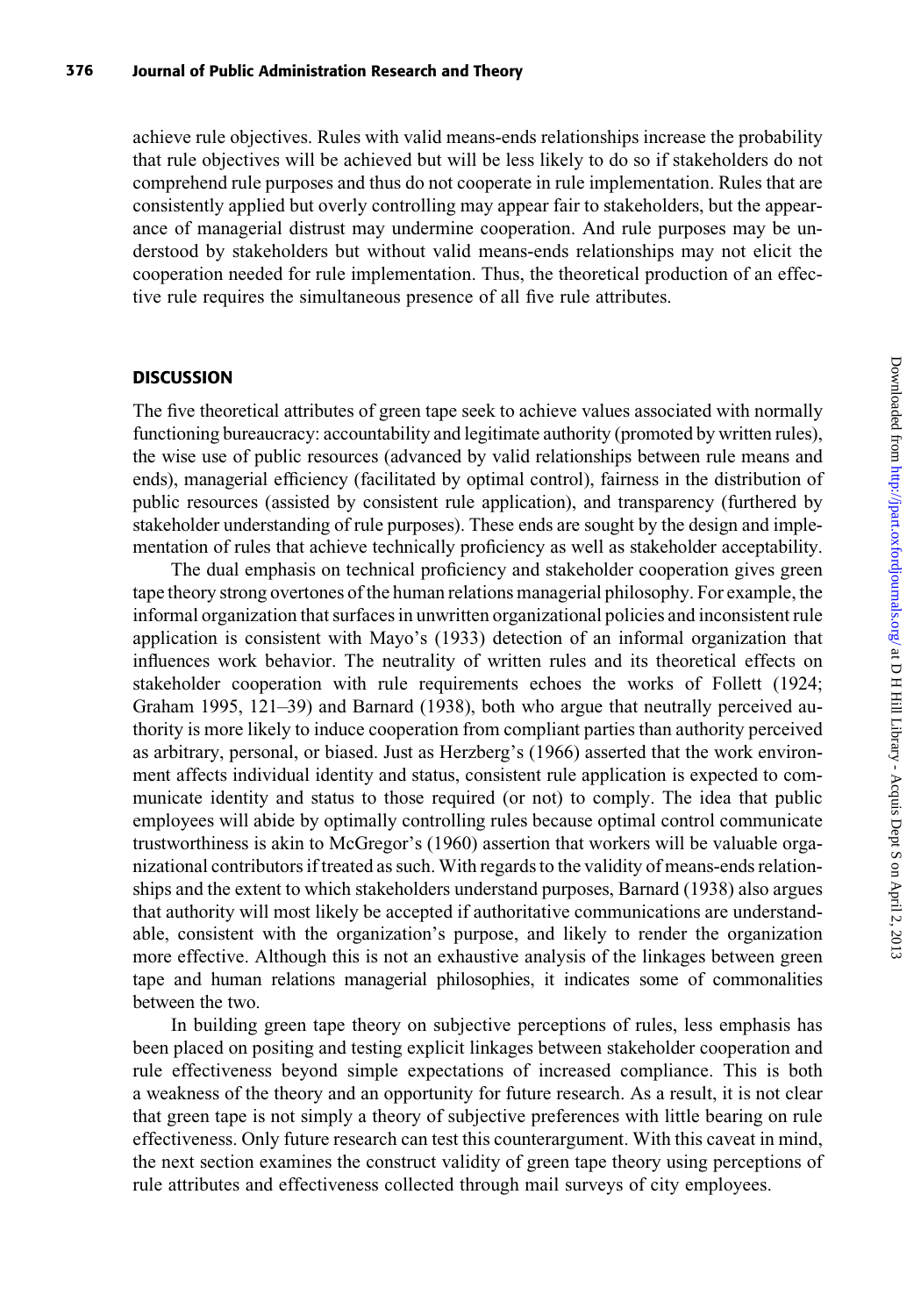achieve rule objectives. Rules with valid means-ends relationships increase the probability that rule objectives will be achieved but will be less likely to do so if stakeholders do not comprehend rule purposes and thus do not cooperate in rule implementation. Rules that are consistently applied but overly controlling may appear fair to stakeholders, but the appearance of managerial distrust may undermine cooperation. And rule purposes may be understood by stakeholders but without valid means-ends relationships may not elicit the cooperation needed for rule implementation. Thus, the theoretical production of an effective rule requires the simultaneous presence of all five rule attributes.

## DISCUSSION

The five theoretical attributes of green tape seek to achieve values associated with normally functioning bureaucracy: accountability and legitimate authority (promoted by written rules), the wise use of public resources (advanced by valid relationships between rule means and ends), managerial efficiency (facilitated by optimal control), fairness in the distribution of public resources (assisted by consistent rule application), and transparency (furthered by stakeholder understanding of rule purposes). These ends are sought by the design and implementation of rules that achieve technically proficiency as well as stakeholder acceptability.

The dual emphasis on technical proficiency and stakeholder cooperation gives green tape theory strong overtones of the human relations managerial philosophy. For example, the informal organization that surfaces in unwritten organizational policies and inconsistent rule application is consistent with Mayo's (1933) detection of an informal organization that influences work behavior. The neutrality of written rules and its theoretical effects on stakeholder cooperation with rule requirements echoes the works of Follett (1924; Graham 1995, 121–39) and Barnard (1938), both who argue that neutrally perceived authority is more likely to induce cooperation from compliant parties than authority perceived as arbitrary, personal, or biased. Just as Herzberg's (1966) asserted that the work environment affects individual identity and status, consistent rule application is expected to communicate identity and status to those required (or not) to comply. The idea that public employees will abide by optimally controlling rules because optimal control communicate trustworthiness is akin to McGregor's (1960) assertion that workers will be valuable organizational contributors if treated as such. With regards to the validity of means-ends relationships and the extent to which stakeholders understand purposes, Barnard (1938) also argues that authority will most likely be accepted if authoritative communications are understandable, consistent with the organization's purpose, and likely to render the organization more effective. Although this is not an exhaustive analysis of the linkages between green tape and human relations managerial philosophies, it indicates some of commonalities between the two.

In building green tape theory on subjective perceptions of rules, less emphasis has been placed on positing and testing explicit linkages between stakeholder cooperation and rule effectiveness beyond simple expectations of increased compliance. This is both a weakness of the theory and an opportunity for future research. As a result, it is not clear that green tape is not simply a theory of subjective preferences with little bearing on rule effectiveness. Only future research can test this counterargument. With this caveat in mind, the next section examines the construct validity of green tape theory using perceptions of rule attributes and effectiveness collected through mail surveys of city employees.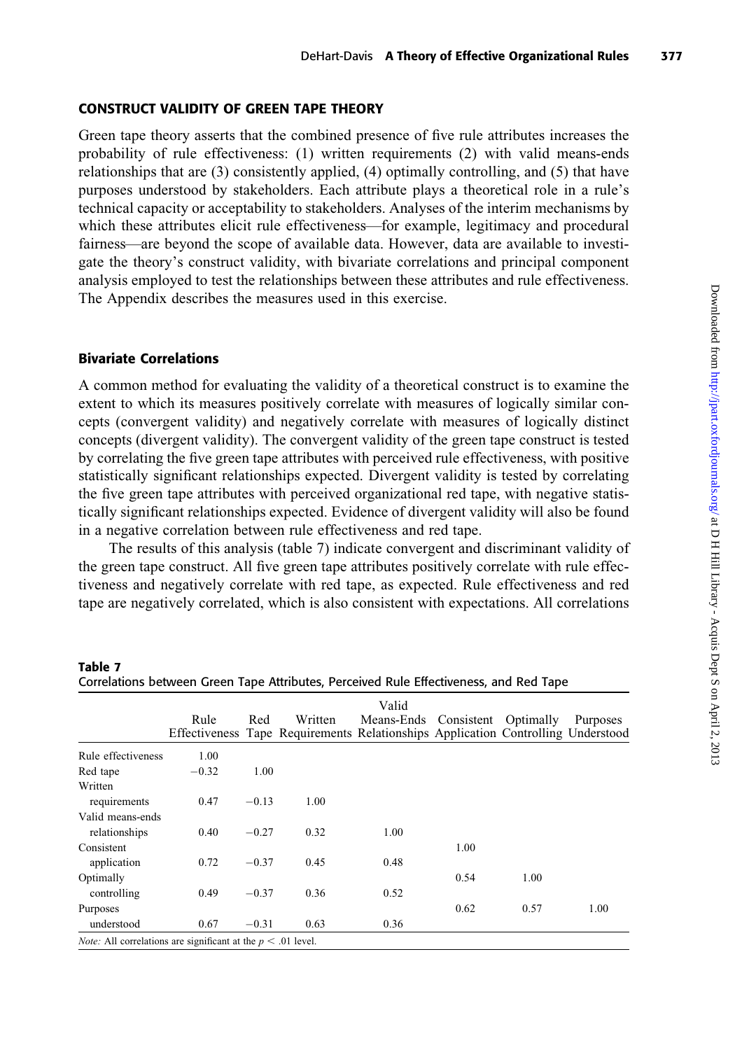## CONSTRUCT VALIDITY OF GREEN TAPE THEORY

Green tape theory asserts that the combined presence of five rule attributes increases the probability of rule effectiveness: (1) written requirements (2) with valid means-ends relationships that are (3) consistently applied, (4) optimally controlling, and (5) that have purposes understood by stakeholders. Each attribute plays a theoretical role in a rule's technical capacity or acceptability to stakeholders. Analyses of the interim mechanisms by which these attributes elicit rule effectiveness—for example, legitimacy and procedural fairness—are beyond the scope of available data. However, data are available to investigate the theory's construct validity, with bivariate correlations and principal component analysis employed to test the relationships between these attributes and rule effectiveness. The Appendix describes the measures used in this exercise.

### Bivariate Correlations

A common method for evaluating the validity of a theoretical construct is to examine the extent to which its measures positively correlate with measures of logically similar concepts (convergent validity) and negatively correlate with measures of logically distinct concepts (divergent validity). The convergent validity of the green tape construct is tested by correlating the five green tape attributes with perceived rule effectiveness, with positive statistically significant relationships expected. Divergent validity is tested by correlating the five green tape attributes with perceived organizational red tape, with negative statistically significant relationships expected. Evidence of divergent validity will also be found in a negative correlation between rule effectiveness and red tape.

The results of this analysis (table 7) indicate convergent and discriminant validity of the green tape construct. All five green tape attributes positively correlate with rule effectiveness and negatively correlate with red tape, as expected. Rule effectiveness and red tape are negatively correlated, which is also consistent with expectations. All correlations

**Table 7**
Correlations between Green Tape Attributes, Perceived Rule Effectiveness, and Red Tape

| | Rule Effectiveness | Red Tape | Written Requirements | Valid Means-Ends Relationships | Consistent Application | Optimally Controlling | Purposes Understood |
|---|---|---|---|---|---|---|---|
| Rule effectiveness | 1.00 | | | | | | |
| Red tape | −0.32 | 1.00 | | | | | |
| Written requirements | 0.47 | −0.13 | 1.00 | | | | |
| Valid means-ends relationships | 0.40 | −0.27 | 0.32 | 1.00 | | | |
| Consistent application | 0.72 | −0.37 | 0.45 | 0.48 | 1.00 | | |
| Optimally controlling | 0.49 | −0.37 | 0.36 | 0.52 | 0.54 | 1.00 | |
| Purposes understood | 0.67 | −0.31 | 0.63 | 0.36 | 0.62 | 0.57 | 1.00 |

*Note:* All correlations are significant at the $p < .01$ level.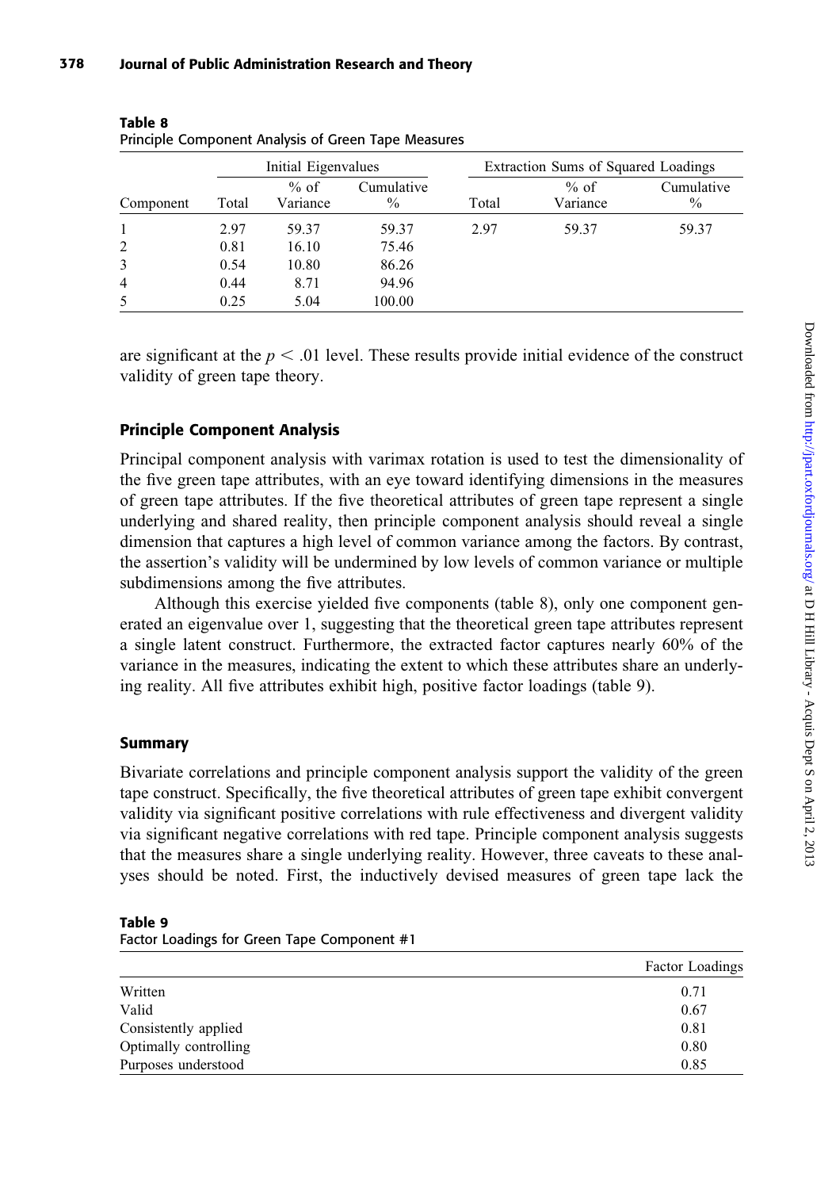**Table 8**
Principle Component Analysis of Green Tape Measures

| | Initial Eigenvalues | | | Extraction Sums of Squared Loadings | | |
|---|---|---|---|---|---|---|
| Component | Total | % of Variance | Cumulative % | Total | % of Variance | Cumulative % |
| 1 | 2.97 | 59.37 | 59.37 | 2.97 | 59.37 | 59.37 |
| 2 | 0.81 | 16.10 | 75.46 | | | |
| 3 | 0.54 | 10.80 | 86.26 | | | |
| 4 | 0.44 | 8.71 | 94.96 | | | |
| 5 | 0.25 | 5.04 | 100.00 | | | |

are significant at the $p < .01$ level. These results provide initial evidence of the construct validity of green tape theory.

## Principle Component Analysis

Principal component analysis with varimax rotation is used to test the dimensionality of the five green tape attributes, with an eye toward identifying dimensions in the measures of green tape attributes. If the five theoretical attributes of green tape represent a single underlying and shared reality, then principle component analysis should reveal a single dimension that captures a high level of common variance among the factors. By contrast, the assertion's validity will be undermined by low levels of common variance or multiple subdimensions among the five attributes.

Although this exercise yielded five components (table 8), only one component generated an eigenvalue over 1, suggesting that the theoretical green tape attributes represent a single latent construct. Furthermore, the extracted factor captures nearly 60% of the variance in the measures, indicating the extent to which these attributes share an underlying reality. All five attributes exhibit high, positive factor loadings (table 9).

## Summary

Bivariate correlations and principle component analysis support the validity of the green tape construct. Specifically, the five theoretical attributes of green tape exhibit convergent validity via significant positive correlations with rule effectiveness and divergent validity via significant negative correlations with red tape. Principle component analysis suggests that the measures share a single underlying reality. However, three caveats to these analyses should be noted. First, the inductively devised measures of green tape lack the

**Table 9**
Factor Loadings for Green Tape Component #1

| | Factor Loadings |
|---|---|
| Written | 0.71 |
| Valid | 0.67 |
| Consistently applied | 0.81 |
| Optimally controlling | 0.80 |
| Purposes understood | 0.85 |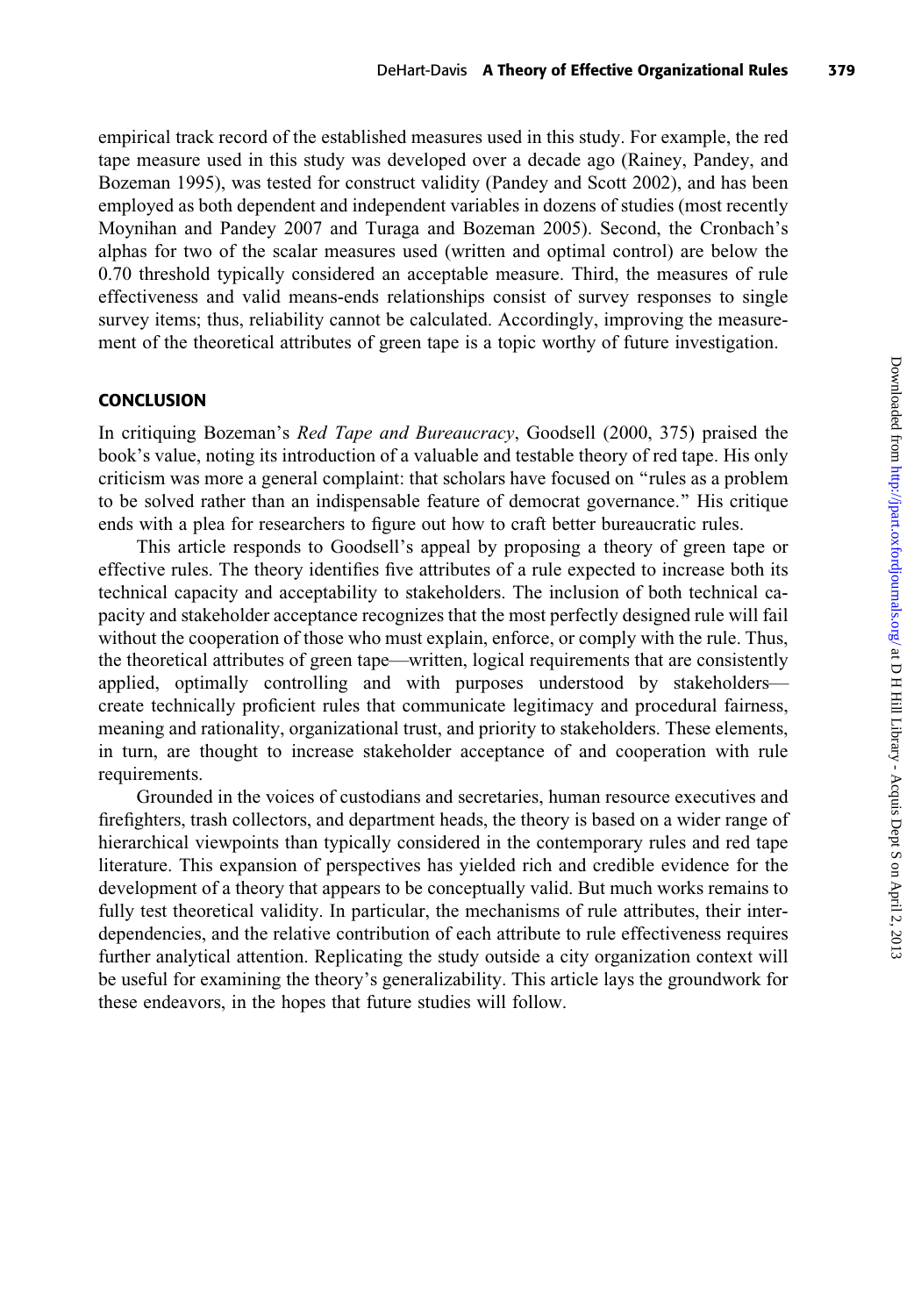empirical track record of the established measures used in this study. For example, the red tape measure used in this study was developed over a decade ago (Rainey, Pandey, and Bozeman 1995), was tested for construct validity (Pandey and Scott 2002), and has been employed as both dependent and independent variables in dozens of studies (most recently Moynihan and Pandey 2007 and Turaga and Bozeman 2005). Second, the Cronbach's alphas for two of the scalar measures used (written and optimal control) are below the 0.70 threshold typically considered an acceptable measure. Third, the measures of rule effectiveness and valid means-ends relationships consist of survey responses to single survey items; thus, reliability cannot be calculated. Accordingly, improving the measurement of the theoretical attributes of green tape is a topic worthy of future investigation.

## CONCLUSION

In critiquing Bozeman's *Red Tape and Bureaucracy*, Goodsell (2000, 375) praised the book's value, noting its introduction of a valuable and testable theory of red tape. His only criticism was more a general complaint: that scholars have focused on "rules as a problem to be solved rather than an indispensable feature of democrat governance." His critique ends with a plea for researchers to figure out how to craft better bureaucratic rules.

This article responds to Goodsell's appeal by proposing a theory of green tape or effective rules. The theory identifies five attributes of a rule expected to increase both its technical capacity and acceptability to stakeholders. The inclusion of both technical capacity and stakeholder acceptance recognizes that the most perfectly designed rule will fail without the cooperation of those who must explain, enforce, or comply with the rule. Thus, the theoretical attributes of green tape—written, logical requirements that are consistently applied, optimally controlling and with purposes understood by stakeholders—create technically proficient rules that communicate legitimacy and procedural fairness, meaning and rationality, organizational trust, and priority to stakeholders. These elements, in turn, are thought to increase stakeholder acceptance of and cooperation with rule requirements.

Grounded in the voices of custodians and secretaries, human resource executives and firefighters, trash collectors, and department heads, the theory is based on a wider range of hierarchical viewpoints than typically considered in the contemporary rules and red tape literature. This expansion of perspectives has yielded rich and credible evidence for the development of a theory that appears to be conceptually valid. But much works remains to fully test theoretical validity. In particular, the mechanisms of rule attributes, their interdependencies, and the relative contribution of each attribute to rule effectiveness requires further analytical attention. Replicating the study outside a city organization context will be useful for examining the theory's generalizability. This article lays the groundwork for these endeavors, in the hopes that future studies will follow.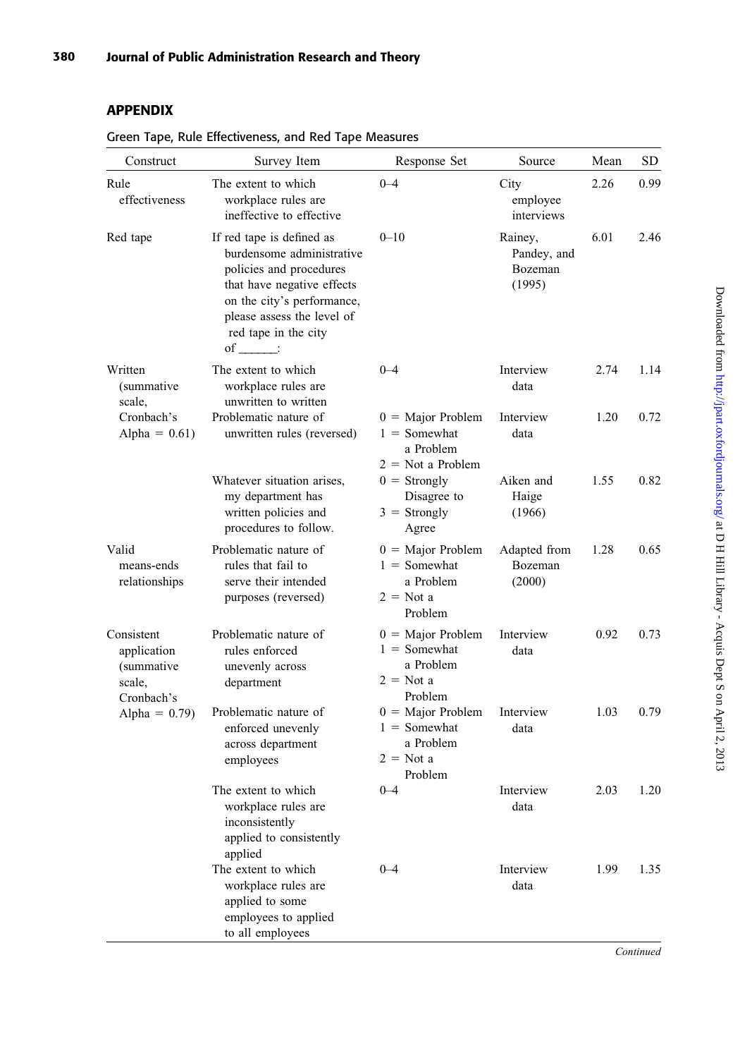## APPENDIX

Green Tape, Rule Effectiveness, and Red Tape Measures

| Construct | Survey Item | Response Set | Source | Mean | SD |
|---|---|---|---|---|---|
| Rule effectiveness | The extent to which workplace rules are ineffective to effective | 0–4 | City employee interviews | 2.26 | 0.99 |
| Red tape | If red tape is defined as burdensome administrative policies and procedures that have negative effects on the city's performance, please assess the level of red tape in the city of ______: | 0–10 | Rainey, Pandey, and Bozeman (1995) | 6.01 | 2.46 |
| Written (summative scale, Cronbach's Alpha = 0.61) | The extent to which workplace rules are unwritten to written | 0–4 | Interview data | 2.74 | 1.14 |
| | Problematic nature of unwritten rules (reversed) | 0 = Major Problem 1 = Somewhat a Problem 2 = Not a Problem | Interview data | 1.20 | 0.72 |
| | Whatever situation arises, my department has written policies and procedures to follow. | 0 = Strongly Disagree to 3 = Strongly Agree | Aiken and Haige (1966) | 1.55 | 0.82 |
| Valid means-ends relationships | Problematic nature of rules that fail to serve their intended purposes (reversed) | 0 = Major Problem 1 = Somewhat a Problem 2 = Not a Problem | Adapted from Bozeman (2000) | 1.28 | 0.65 |
| Consistent application (summative scale, Cronbach's Alpha = 0.79) | Problematic nature of rules enforced unevenly across department | 0 = Major Problem 1 = Somewhat a Problem 2 = Not a Problem | Interview data | 0.92 | 0.73 |
| | Problematic nature of enforced unevenly across department employees | 0 = Major Problem 1 = Somewhat a Problem 2 = Not a Problem | Interview data | 1.03 | 0.79 |
| | The extent to which workplace rules are inconsistently applied to consistently applied | 0–4 | Interview data | 2.03 | 1.20 |
| | The extent to which workplace rules are applied to some employees to applied to all employees | 0–4 | Interview data | 1.99 | 1.35 |

*Continued*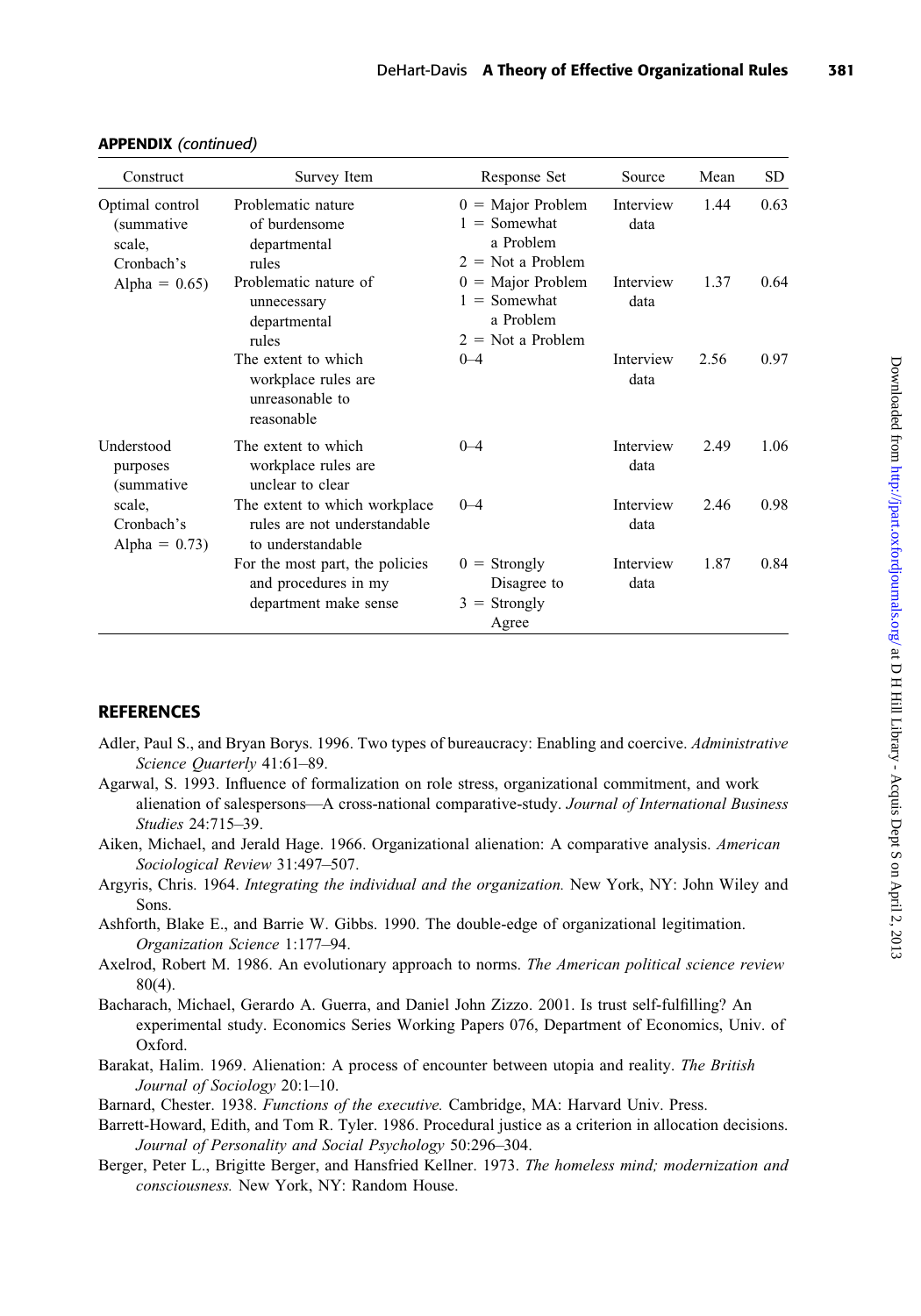**APPENDIX** *(continued)*

| Construct | Survey Item | Response Set | Source | Mean | SD |
|---|---|---|---|---|---|
| Optimal control (summative scale, Cronbach's Alpha = 0.65) | Problematic nature of burdensome departmental rules | 0 = Major Problem 1 = Somewhat a Problem 2 = Not a Problem | Interview data | 1.44 | 0.63 |
| | Problematic nature of unnecessary departmental rules | 0 = Major Problem 1 = Somewhat a Problem 2 = Not a Problem | Interview data | 1.37 | 0.64 |
| | The extent to which workplace rules are unreasonable to reasonable | 0–4 | Interview data | 2.56 | 0.97 |
| Understood purposes (summative scale, Cronbach's Alpha = 0.73) | The extent to which workplace rules are unclear to clear | 0–4 | Interview data | 2.49 | 1.06 |
| | The extent to which workplace rules are not understandable to understandable | 0–4 | Interview data | 2.46 | 0.98 |
| | For the most part, the policies and procedures in my department make sense | 0 = Strongly Disagree to 3 = Strongly Agree | Interview data | 1.87 | 0.84 |

## REFERENCES

Adler, Paul S., and Bryan Borys. 1996. Two types of bureaucracy: Enabling and coercive. *Administrative Science Quarterly* 41:61–89.

Agarwal, S. 1993. Influence of formalization on role stress, organizational commitment, and work alienation of salespersons—A cross-national comparative-study. *Journal of International Business Studies* 24:715–39.

Aiken, Michael, and Jerald Hage. 1966. Organizational alienation: A comparative analysis. *American Sociological Review* 31:497–507.

Argyris, Chris. 1964. *Integrating the individual and the organization.* New York, NY: John Wiley and Sons.

Ashforth, Blake E., and Barrie W. Gibbs. 1990. The double-edge of organizational legitimation. *Organization Science* 1:177–94.

Axelrod, Robert M. 1986. An evolutionary approach to norms. *The American political science review* 80(4).

Bacharach, Michael, Gerardo A. Guerra, and Daniel John Zizzo. 2001. Is trust self-fulfilling? An experimental study. Economics Series Working Papers 076, Department of Economics, Univ. of Oxford.

Barakat, Halim. 1969. Alienation: A process of encounter between utopia and reality. *The British Journal of Sociology* 20:1–10.

Barnard, Chester. 1938. *Functions of the executive.* Cambridge, MA: Harvard Univ. Press.

Barrett-Howard, Edith, and Tom R. Tyler. 1986. Procedural justice as a criterion in allocation decisions. *Journal of Personality and Social Psychology* 50:296–304.

Berger, Peter L., Brigitte Berger, and Hansfried Kellner. 1973. *The homeless mind; modernization and consciousness.* New York, NY: Random House.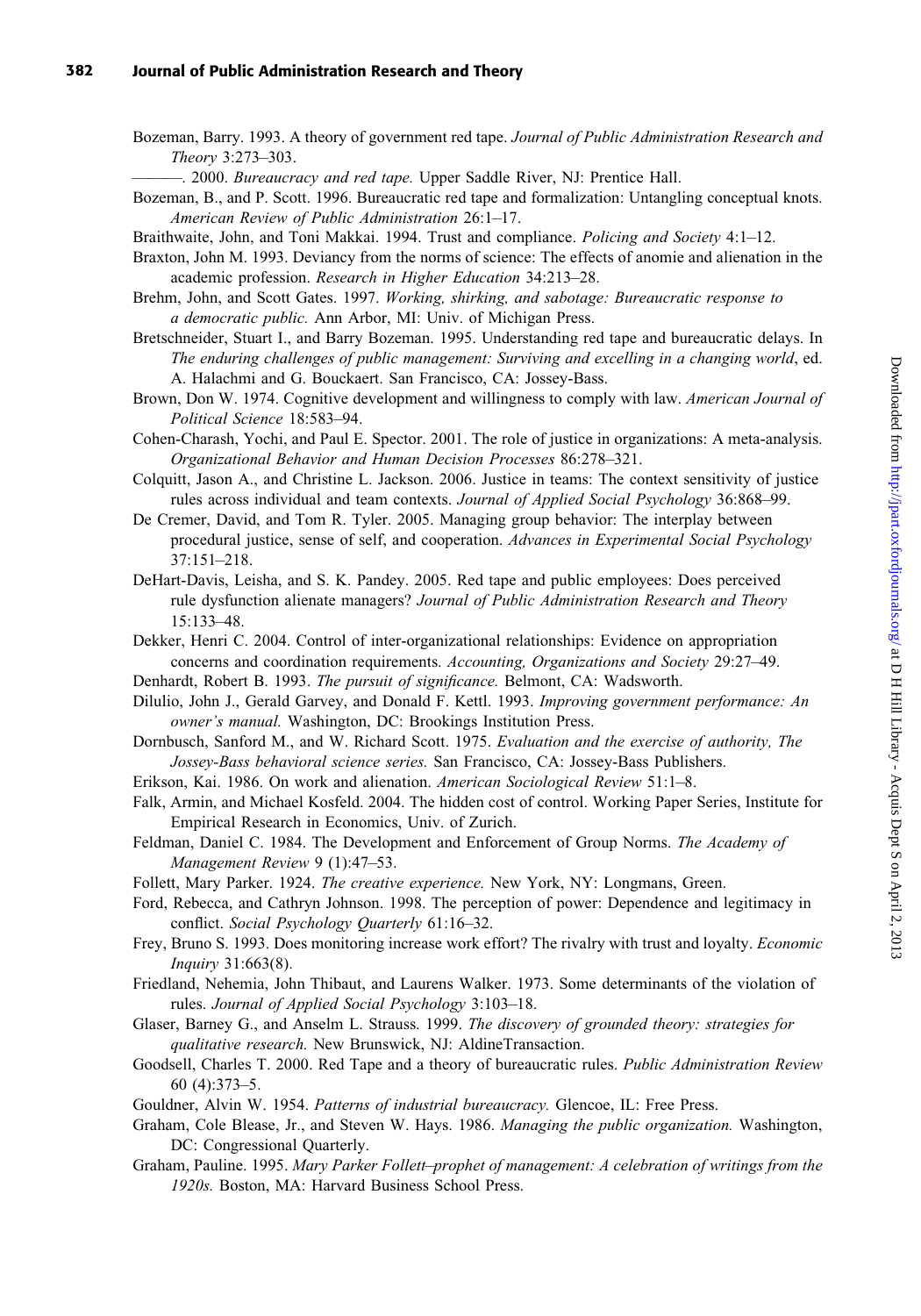Bozeman, Barry. 1993. A theory of government red tape. *Journal of Public Administration Research and Theory* 3:273–303.

———. 2000. *Bureaucracy and red tape.* Upper Saddle River, NJ: Prentice Hall.

Bozeman, B., and P. Scott. 1996. Bureaucratic red tape and formalization: Untangling conceptual knots. *American Review of Public Administration* 26:1–17.

Braithwaite, John, and Toni Makkai. 1994. Trust and compliance. *Policing and Society* 4:1–12.

Braxton, John M. 1993. Deviancy from the norms of science: The effects of anomie and alienation in the academic profession. *Research in Higher Education* 34:213–28.

Brehm, John, and Scott Gates. 1997. *Working, shirking, and sabotage: Bureaucratic response to a democratic public.* Ann Arbor, MI: Univ. of Michigan Press.

Bretschneider, Stuart I., and Barry Bozeman. 1995. Understanding red tape and bureaucratic delays. In *The enduring challenges of public management: Surviving and excelling in a changing world*, ed. A. Halachmi and G. Bouckaert. San Francisco, CA: Jossey-Bass.

Brown, Don W. 1974. Cognitive development and willingness to comply with law. *American Journal of Political Science* 18:583–94.

Cohen-Charash, Yochi, and Paul E. Spector. 2001. The role of justice in organizations: A meta-analysis. *Organizational Behavior and Human Decision Processes* 86:278–321.

Colquitt, Jason A., and Christine L. Jackson. 2006. Justice in teams: The context sensitivity of justice rules across individual and team contexts. *Journal of Applied Social Psychology* 36:868–99.

De Cremer, David, and Tom R. Tyler. 2005. Managing group behavior: The interplay between procedural justice, sense of self, and cooperation. *Advances in Experimental Social Psychology* 37:151–218.

DeHart-Davis, Leisha, and S. K. Pandey. 2005. Red tape and public employees: Does perceived rule dysfunction alienate managers? *Journal of Public Administration Research and Theory* 15:133–48.

Dekker, Henri C. 2004. Control of inter-organizational relationships: Evidence on appropriation concerns and coordination requirements. *Accounting, Organizations and Society* 29:27–49.

Denhardt, Robert B. 1993. *The pursuit of significance.* Belmont, CA: Wadsworth.

Dilulio, John J., Gerald Garvey, and Donald F. Kettl. 1993. *Improving government performance: An owner's manual.* Washington, DC: Brookings Institution Press.

Dornbusch, Sanford M., and W. Richard Scott. 1975. *Evaluation and the exercise of authority, The Jossey-Bass behavioral science series.* San Francisco, CA: Jossey-Bass Publishers.

Erikson, Kai. 1986. On work and alienation. *American Sociological Review* 51:1–8.

Falk, Armin, and Michael Kosfeld. 2004. The hidden cost of control. Working Paper Series, Institute for Empirical Research in Economics, Univ. of Zurich.

Feldman, Daniel C. 1984. The Development and Enforcement of Group Norms. *The Academy of Management Review* 9 (1):47–53.

Follett, Mary Parker. 1924. *The creative experience.* New York, NY: Longmans, Green.

Ford, Rebecca, and Cathryn Johnson. 1998. The perception of power: Dependence and legitimacy in conflict. *Social Psychology Quarterly* 61:16–32.

Frey, Bruno S. 1993. Does monitoring increase work effort? The rivalry with trust and loyalty. *Economic Inquiry* 31:663(8).

Friedland, Nehemia, John Thibaut, and Laurens Walker. 1973. Some determinants of the violation of rules. *Journal of Applied Social Psychology* 3:103–18.

Glaser, Barney G., and Anselm L. Strauss. 1999. *The discovery of grounded theory: strategies for qualitative research.* New Brunswick, NJ: AldineTransaction.

Goodsell, Charles T. 2000. Red Tape and a theory of bureaucratic rules. *Public Administration Review* 60 (4):373–5.

Gouldner, Alvin W. 1954. *Patterns of industrial bureaucracy.* Glencoe, IL: Free Press.

Graham, Cole Blease, Jr., and Steven W. Hays. 1986. *Managing the public organization.* Washington, DC: Congressional Quarterly.

Graham, Pauline. 1995. *Mary Parker Follett–prophet of management: A celebration of writings from the 1920s.* Boston, MA: Harvard Business School Press.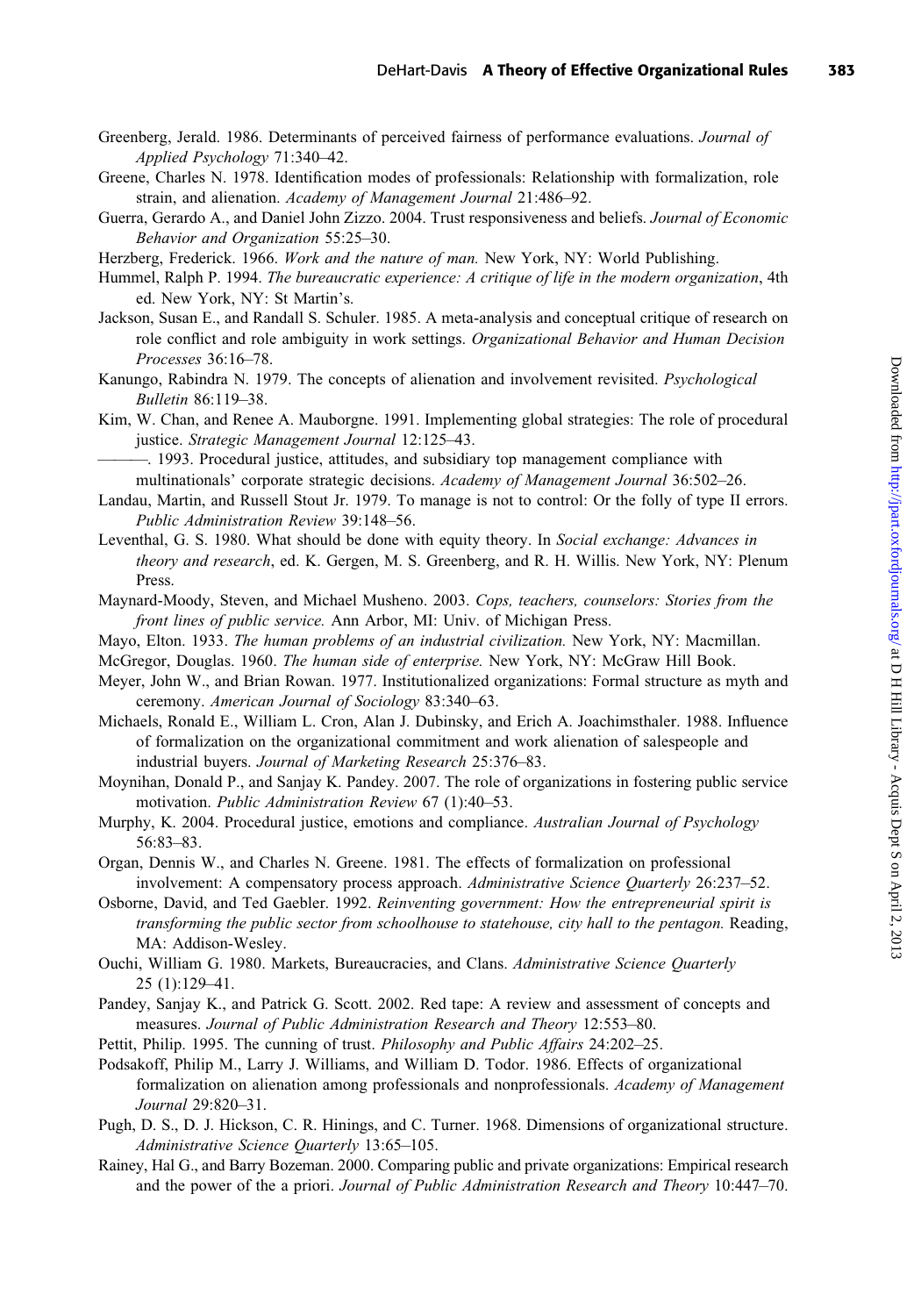Greenberg, Jerald. 1986. Determinants of perceived fairness of performance evaluations. *Journal of Applied Psychology* 71:340–42.

Greene, Charles N. 1978. Identification modes of professionals: Relationship with formalization, role strain, and alienation. *Academy of Management Journal* 21:486–92.

Guerra, Gerardo A., and Daniel John Zizzo. 2004. Trust responsiveness and beliefs. *Journal of Economic Behavior and Organization* 55:25–30.

Herzberg, Frederick. 1966. *Work and the nature of man.* New York, NY: World Publishing.

Hummel, Ralph P. 1994. *The bureaucratic experience: A critique of life in the modern organization*, 4th ed. New York, NY: St Martin's.

Jackson, Susan E., and Randall S. Schuler. 1985. A meta-analysis and conceptual critique of research on role conflict and role ambiguity in work settings. *Organizational Behavior and Human Decision Processes* 36:16–78.

Kanungo, Rabindra N. 1979. The concepts of alienation and involvement revisited. *Psychological Bulletin* 86:119–38.

Kim, W. Chan, and Renee A. Mauborgne. 1991. Implementing global strategies: The role of procedural justice. *Strategic Management Journal* 12:125–43.

———. 1993. Procedural justice, attitudes, and subsidiary top management compliance with multinationals' corporate strategic decisions. *Academy of Management Journal* 36:502–26.

Landau, Martin, and Russell Stout Jr. 1979. To manage is not to control: Or the folly of type II errors. *Public Administration Review* 39:148–56.

Leventhal, G. S. 1980. What should be done with equity theory. In *Social exchange: Advances in theory and research*, ed. K. Gergen, M. S. Greenberg, and R. H. Willis. New York, NY: Plenum Press.

Maynard-Moody, Steven, and Michael Musheno. 2003. *Cops, teachers, counselors: Stories from the front lines of public service.* Ann Arbor, MI: Univ. of Michigan Press.

Mayo, Elton. 1933. *The human problems of an industrial civilization.* New York, NY: Macmillan.

McGregor, Douglas. 1960. *The human side of enterprise.* New York, NY: McGraw Hill Book.

Meyer, John W., and Brian Rowan. 1977. Institutionalized organizations: Formal structure as myth and ceremony. *American Journal of Sociology* 83:340–63.

Michaels, Ronald E., William L. Cron, Alan J. Dubinsky, and Erich A. Joachimsthaler. 1988. Influence of formalization on the organizational commitment and work alienation of salespeople and industrial buyers. *Journal of Marketing Research* 25:376–83.

Moynihan, Donald P., and Sanjay K. Pandey. 2007. The role of organizations in fostering public service motivation. *Public Administration Review* 67 (1):40–53.

Murphy, K. 2004. Procedural justice, emotions and compliance. *Australian Journal of Psychology* 56:83–83.

Organ, Dennis W., and Charles N. Greene. 1981. The effects of formalization on professional involvement: A compensatory process approach. *Administrative Science Quarterly* 26:237–52.

Osborne, David, and Ted Gaebler. 1992. *Reinventing government: How the entrepreneurial spirit is transforming the public sector from schoolhouse to statehouse, city hall to the pentagon.* Reading, MA: Addison-Wesley.

Ouchi, William G. 1980. Markets, Bureaucracies, and Clans. *Administrative Science Quarterly* 25 (1):129–41.

Pandey, Sanjay K., and Patrick G. Scott. 2002. Red tape: A review and assessment of concepts and measures. *Journal of Public Administration Research and Theory* 12:553–80.

Pettit, Philip. 1995. The cunning of trust. *Philosophy and Public Affairs* 24:202–25.

Podsakoff, Philip M., Larry J. Williams, and William D. Todor. 1986. Effects of organizational formalization on alienation among professionals and nonprofessionals. *Academy of Management Journal* 29:820–31.

Pugh, D. S., D. J. Hickson, C. R. Hinings, and C. Turner. 1968. Dimensions of organizational structure. *Administrative Science Quarterly* 13:65–105.

Rainey, Hal G., and Barry Bozeman. 2000. Comparing public and private organizations: Empirical research and the power of the a priori. *Journal of Public Administration Research and Theory* 10:447–70.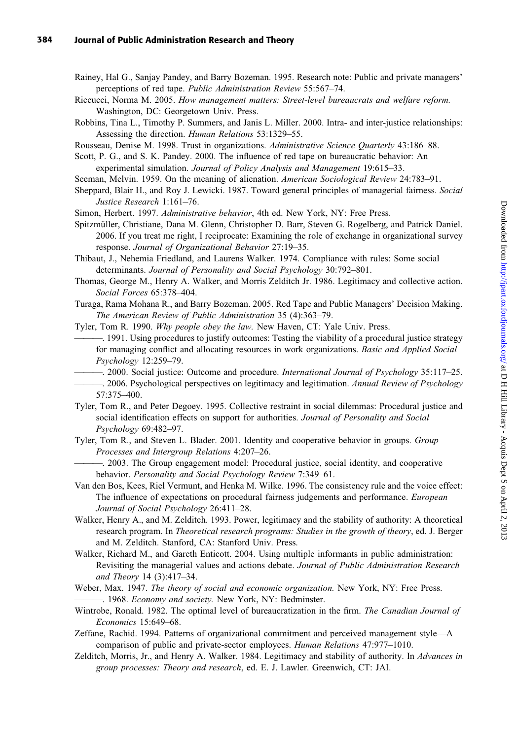Rainey, Hal G., Sanjay Pandey, and Barry Bozeman. 1995. Research note: Public and private managers' perceptions of red tape. *Public Administration Review* 55:567–74.

Riccucci, Norma M. 2005. *How management matters: Street-level bureaucrats and welfare reform.* Washington, DC: Georgetown Univ. Press.

Robbins, Tina L., Timothy P. Summers, and Janis L. Miller. 2000. Intra- and inter-justice relationships: Assessing the direction. *Human Relations* 53:1329–55.

Rousseau, Denise M. 1998. Trust in organizations. *Administrative Science Quarterly* 43:186–88.

Scott, P. G., and S. K. Pandey. 2000. The influence of red tape on bureaucratic behavior: An experimental simulation. *Journal of Policy Analysis and Management* 19:615–33.

Seeman, Melvin. 1959. On the meaning of alienation. *American Sociological Review* 24:783–91.

Sheppard, Blair H., and Roy J. Lewicki. 1987. Toward general principles of managerial fairness. *Social Justice Research* 1:161–76.

Simon, Herbert. 1997. *Administrative behavior*, 4th ed. New York, NY: Free Press.

Spitzmüller, Christiane, Dana M. Glenn, Christopher D. Barr, Steven G. Rogelberg, and Patrick Daniel. 2006. If you treat me right, I reciprocate: Examining the role of exchange in organizational survey response. *Journal of Organizational Behavior* 27:19–35.

Thibaut, J., Nehemia Friedland, and Laurens Walker. 1974. Compliance with rules: Some social determinants. *Journal of Personality and Social Psychology* 30:792–801.

Thomas, George M., Henry A. Walker, and Morris Zelditch Jr. 1986. Legitimacy and collective action. *Social Forces* 65:378–404.

Turaga, Rama Mohana R., and Barry Bozeman. 2005. Red Tape and Public Managers' Decision Making. *The American Review of Public Administration* 35 (4):363–79.

Tyler, Tom R. 1990. *Why people obey the law.* New Haven, CT: Yale Univ. Press.

———. 1991. Using procedures to justify outcomes: Testing the viability of a procedural justice strategy for managing conflict and allocating resources in work organizations. *Basic and Applied Social Psychology* 12:259–79.

———. 2000. Social justice: Outcome and procedure. *International Journal of Psychology* 35:117–25.

———. 2006. Psychological perspectives on legitimacy and legitimation. *Annual Review of Psychology* 57:375–400.

Tyler, Tom R., and Peter Degoey. 1995. Collective restraint in social dilemmas: Procedural justice and social identification effects on support for authorities. *Journal of Personality and Social Psychology* 69:482–97.

Tyler, Tom R., and Steven L. Blader. 2001. Identity and cooperative behavior in groups. *Group Processes and Intergroup Relations* 4:207–26.

———. 2003. The Group engagement model: Procedural justice, social identity, and cooperative behavior. *Personality and Social Psychology Review* 7:349–61.

Van den Bos, Kees, Riel Vermunt, and Henka M. Wilke. 1996. The consistency rule and the voice effect: The influence of expectations on procedural fairness judgements and performance. *European Journal of Social Psychology* 26:411–28.

Walker, Henry A., and M. Zelditch. 1993. Power, legitimacy and the stability of authority: A theoretical research program. In *Theoretical research programs: Studies in the growth of theory*, ed. J. Berger and M. Zelditch. Stanford, CA: Stanford Univ. Press.

Walker, Richard M., and Gareth Enticott. 2004. Using multiple informants in public administration: Revisiting the managerial values and actions debate. *Journal of Public Administration Research and Theory* 14 (3):417–34.

Weber, Max. 1947. *The theory of social and economic organization.* New York, NY: Free Press.

———. 1968. *Economy and society.* New York, NY: Bedminster.

Wintrobe, Ronald. 1982. The optimal level of bureaucratization in the firm. *The Canadian Journal of Economics* 15:649–68.

Zeffane, Rachid. 1994. Patterns of organizational commitment and perceived management style—A comparison of public and private-sector employees. *Human Relations* 47:977–1010.

Zelditch, Morris, Jr., and Henry A. Walker. 1984. Legitimacy and stability of authority. In *Advances in group processes: Theory and research*, ed. E. J. Lawler. Greenwich, CT: JAI.